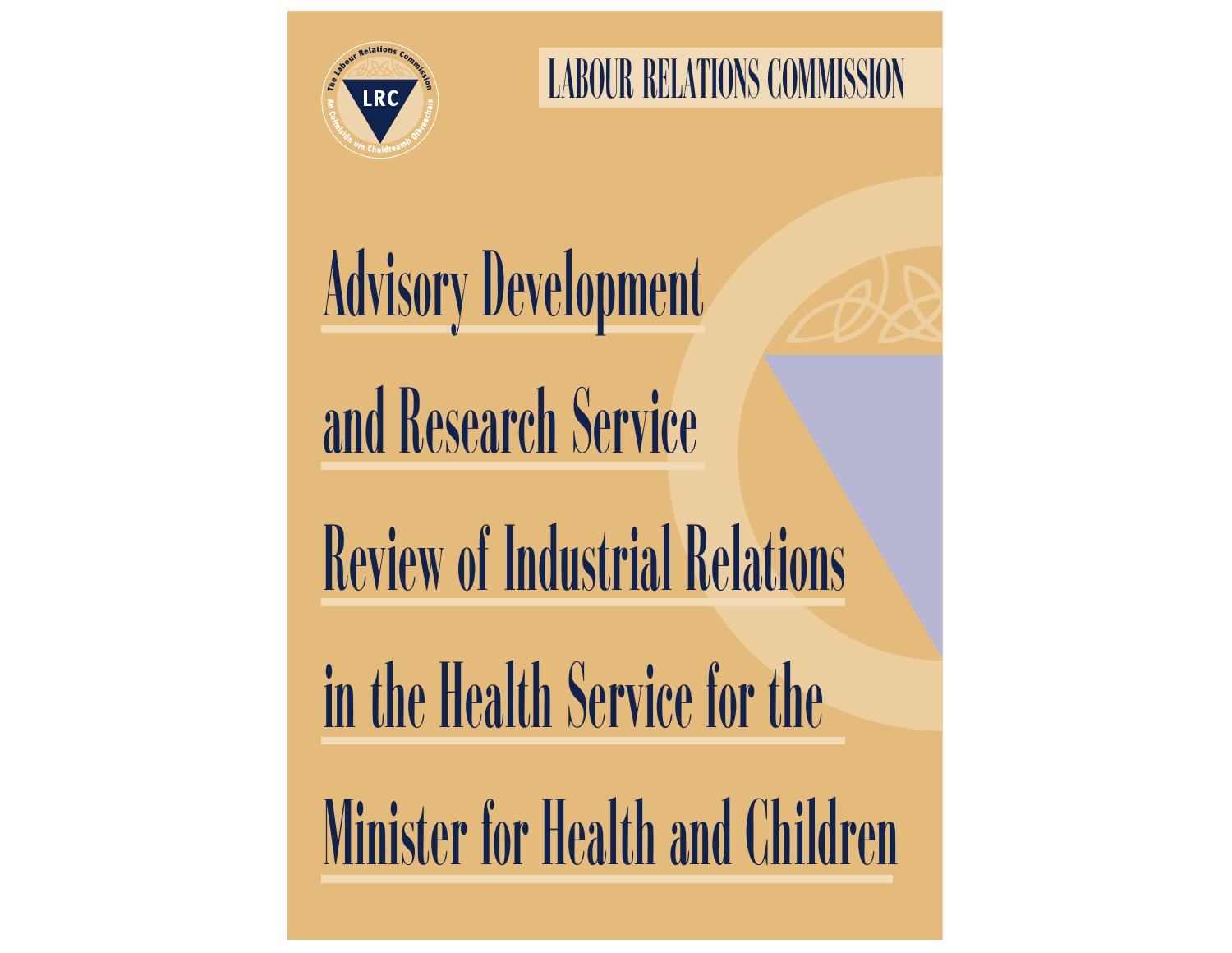The Labour Relations Commission

LRC

An Coimisiún um Chaidreamh Oibreachais

LABOUR RELATIONS COMMISSION

# Advisory Development and Research Service Review of Industrial Relations in the Health Service for the Minister for Health and Children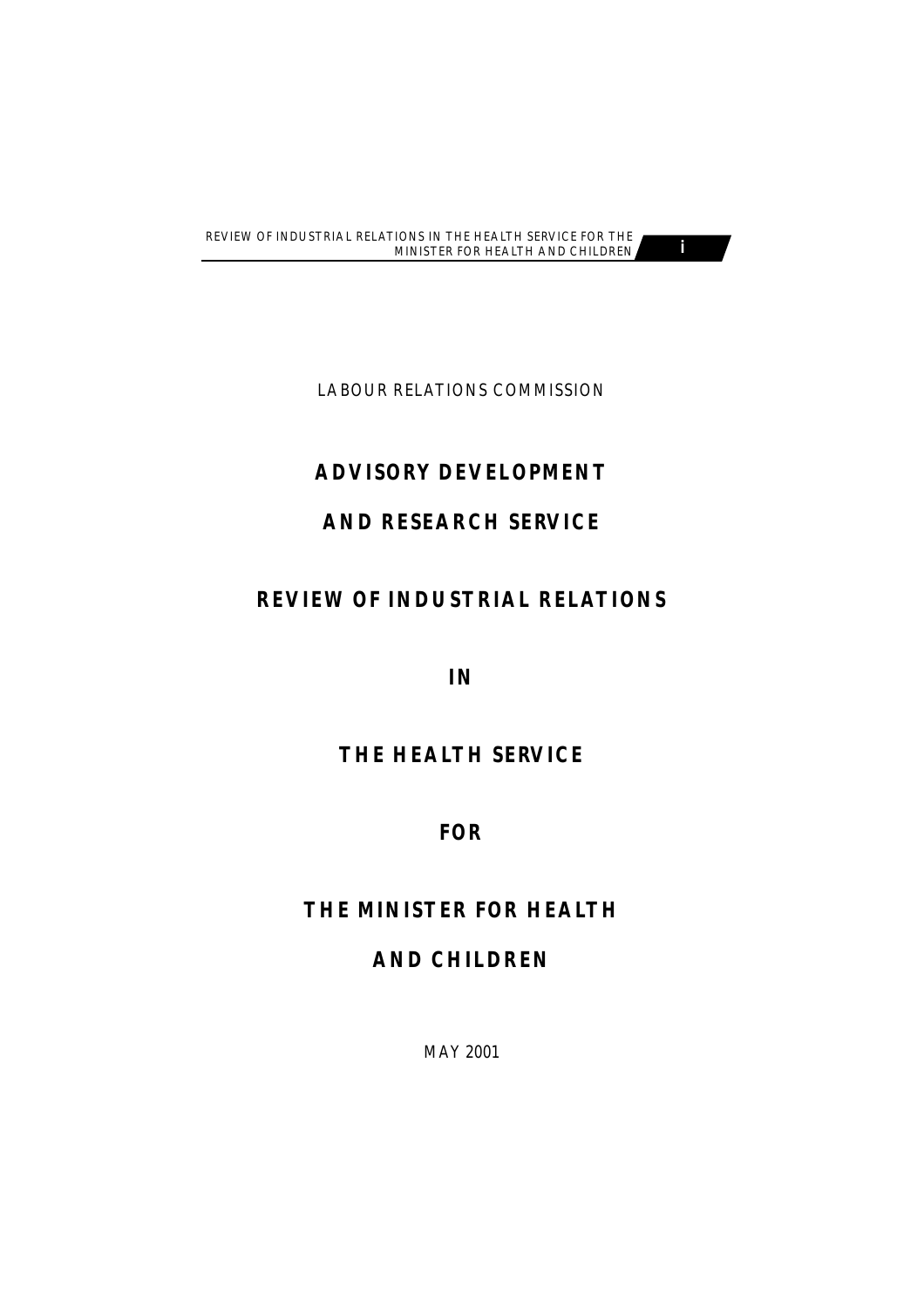LABOUR RELATIONS COMMISSION

# ADVISORY DEVELOPMENT AND RESEARCH SERVICE

# REVIEW OF INDUSTRIAL RELATIONS IN THE HEALTH SERVICE FOR THE MINISTER FOR HEALTH AND CHILDREN

MAY 2001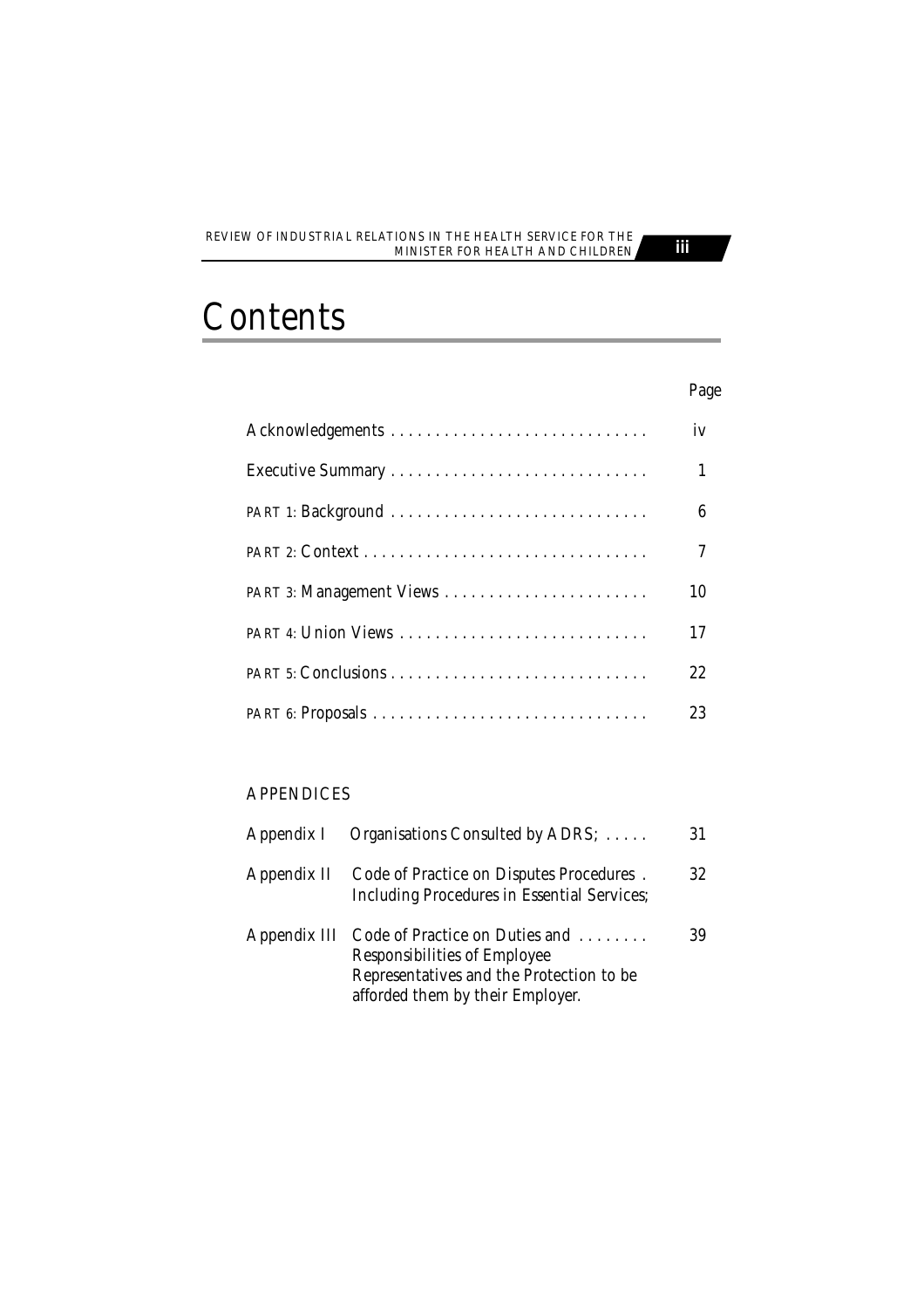# Contents

| | Page |
|---|---|
| Acknowledgements | iv |
| Executive Summary | 1 |
| PART 1: Background | 6 |
| PART 2: Context | 7 |
| PART 3: Management Views | 10 |
| PART 4: Union Views | 17 |
| PART 5: Conclusions | 22 |
| PART 6: Proposals | 23 |

APPENDICES

| | | |
|---|---|---|
| Appendix I | Organisations Consulted by ADRS; | 31 |
| Appendix II | Code of Practice on Disputes Procedures Including Procedures in Essential Services; | 32 |
| Appendix III | Code of Practice on Duties and Responsibilities of Employee Representatives and the Protection to be afforded them by their Employer. | 39 |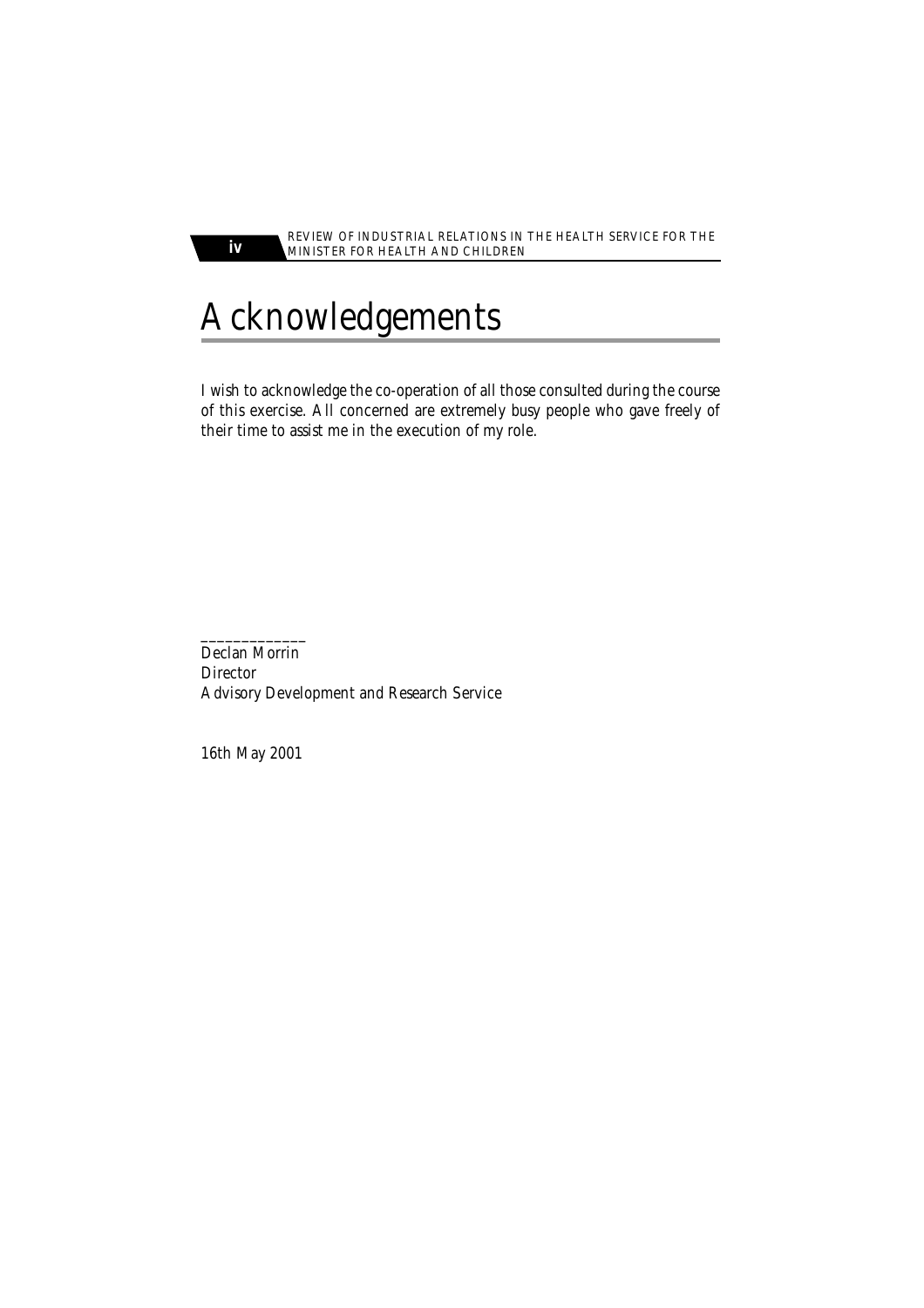# Acknowledgements

I wish to acknowledge the co-operation of all those consulted during the course of this exercise. All concerned are extremely busy people who gave freely of their time to assist me in the execution of my role.

_____________
Declan Morrin
Director
Advisory Development and Research Service

16th May 2001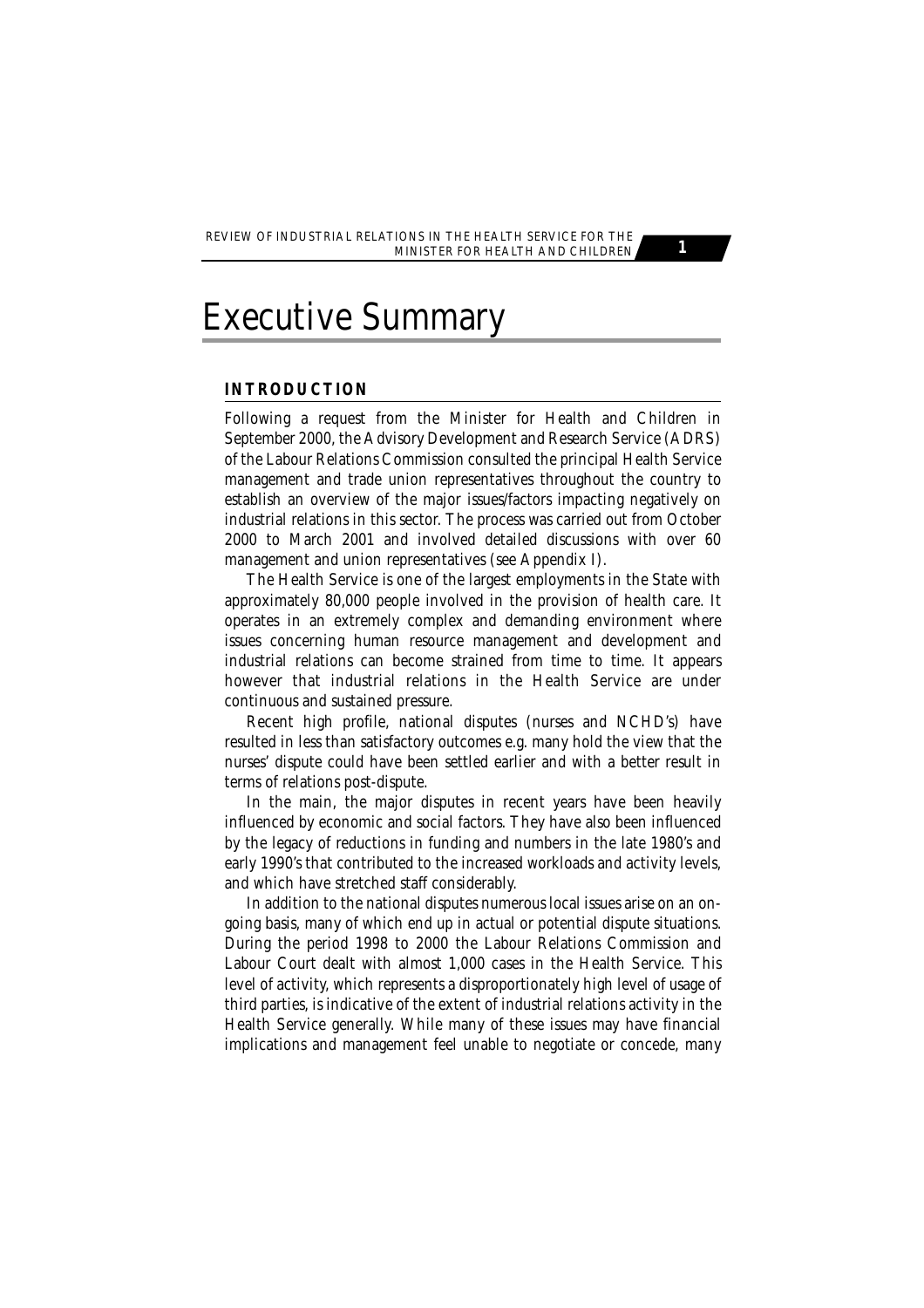# Executive Summary

## INTRODUCTION

Following a request from the Minister for Health and Children in September 2000, the Advisory Development and Research Service (ADRS) of the Labour Relations Commission consulted the principal Health Service management and trade union representatives throughout the country to establish an overview of the major issues/factors impacting negatively on industrial relations in this sector. The process was carried out from October 2000 to March 2001 and involved detailed discussions with over 60 management and union representatives (see Appendix I).

The Health Service is one of the largest employments in the State with approximately 80,000 people involved in the provision of health care. It operates in an extremely complex and demanding environment where issues concerning human resource management and development and industrial relations can become strained from time to time. It appears however that industrial relations in the Health Service are under continuous and sustained pressure.

Recent high profile, national disputes (nurses and NCHD's) have resulted in less than satisfactory outcomes e.g. many hold the view that the nurses' dispute could have been settled earlier and with a better result in terms of relations post-dispute.

In the main, the major disputes in recent years have been heavily influenced by economic and social factors. They have also been influenced by the legacy of reductions in funding and numbers in the late 1980's and early 1990's that contributed to the increased workloads and activity levels, and which have stretched staff considerably.

In addition to the national disputes numerous local issues arise on an on-going basis, many of which end up in actual or potential dispute situations. During the period 1998 to 2000 the Labour Relations Commission and Labour Court dealt with almost 1,000 cases in the Health Service. This level of activity, which represents a disproportionately high level of usage of third parties, is indicative of the extent of industrial relations activity in the Health Service generally. While many of these issues may have financial implications and management feel unable to negotiate or concede, many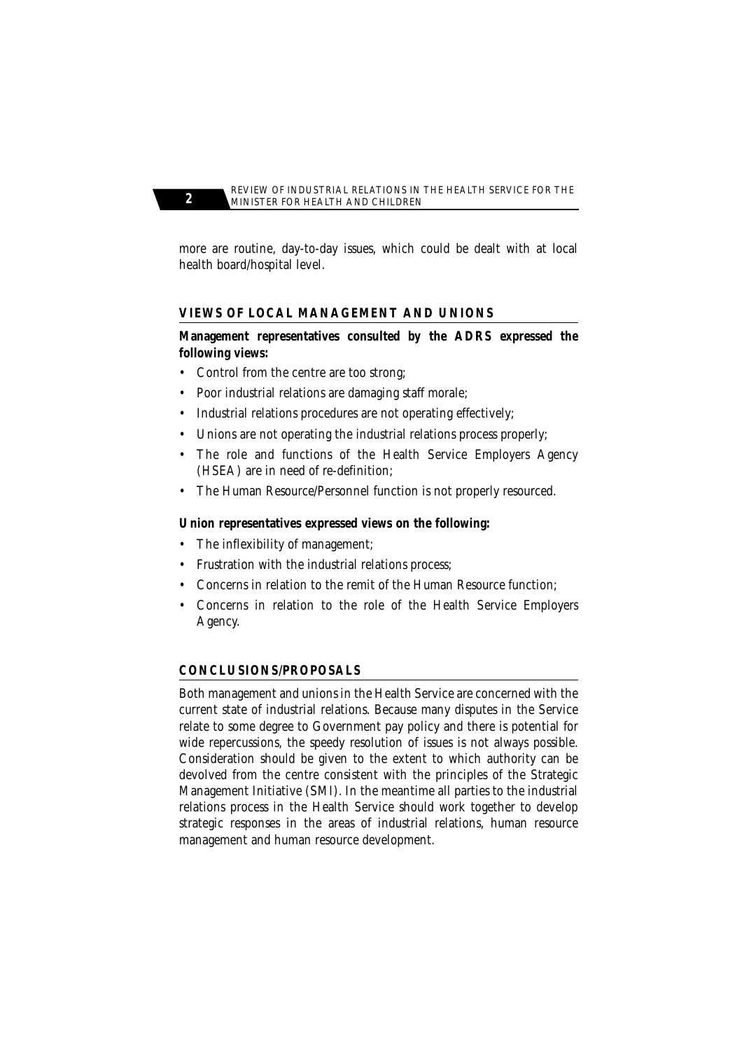more are routine, day-to-day issues, which could be dealt with at local health board/hospital level.

## VIEWS OF LOCAL MANAGEMENT AND UNIONS

**Management representatives consulted by the ADRS expressed the following views:**

- Control from the centre are too strong;
- Poor industrial relations are damaging staff morale;
- Industrial relations procedures are not operating effectively;
- Unions are not operating the industrial relations process properly;
- The role and functions of the Health Service Employers Agency (HSEA) are in need of re-definition;
- The Human Resource/Personnel function is not properly resourced.

**Union representatives expressed views on the following:**

- The inflexibility of management;
- Frustration with the industrial relations process;
- Concerns in relation to the remit of the Human Resource function;
- Concerns in relation to the role of the Health Service Employers Agency.

## CONCLUSIONS/PROPOSALS

Both management and unions in the Health Service are concerned with the current state of industrial relations. Because many disputes in the Service relate to some degree to Government pay policy and there is potential for wide repercussions, the speedy resolution of issues is not always possible. Consideration should be given to the extent to which authority can be devolved from the centre consistent with the principles of the Strategic Management Initiative (SMI). In the meantime all parties to the industrial relations process in the Health Service should work together to develop strategic responses in the areas of industrial relations, human resource management and human resource development.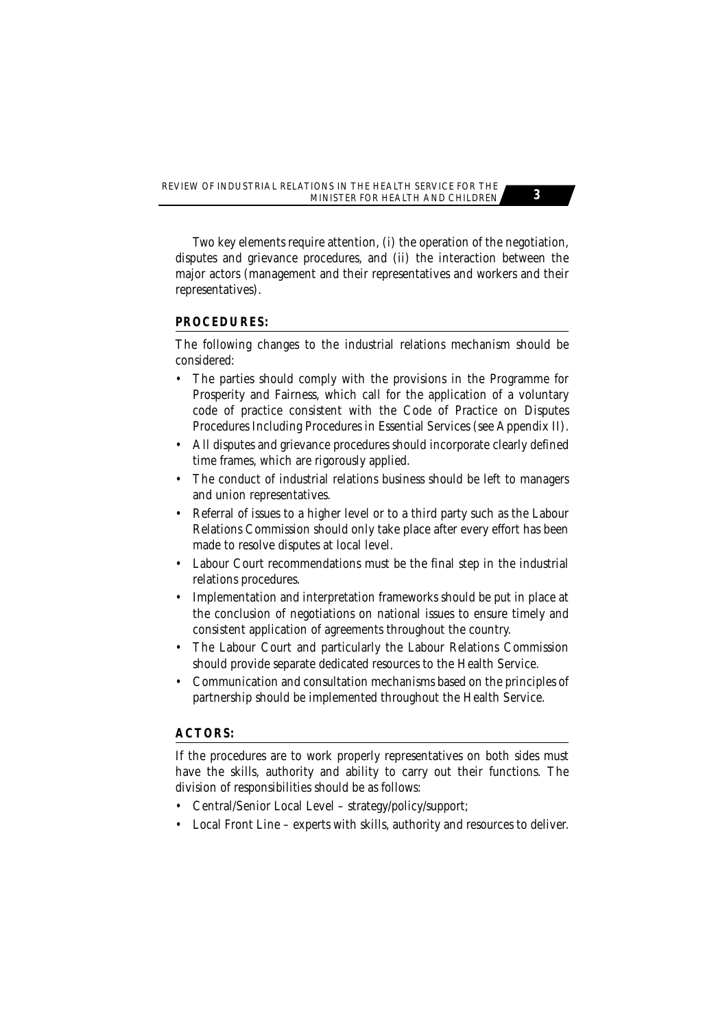Two key elements require attention, (i) the operation of the negotiation, disputes and grievance procedures, and (ii) the interaction between the major actors (management and their representatives and workers and their representatives).

## PROCEDURES:

The following changes to the industrial relations mechanism should be considered:

- The parties should comply with the provisions in the Programme for Prosperity and Fairness, which call for the application of a voluntary code of practice consistent with the Code of Practice on Disputes Procedures Including Procedures in Essential Services (see Appendix II).
- All disputes and grievance procedures should incorporate clearly defined time frames, which are rigorously applied.
- The conduct of industrial relations business should be left to managers and union representatives.
- Referral of issues to a higher level or to a third party such as the Labour Relations Commission should only take place after every effort has been made to resolve disputes at local level.
- Labour Court recommendations must be the final step in the industrial relations procedures.
- Implementation and interpretation frameworks should be put in place at the conclusion of negotiations on national issues to ensure timely and consistent application of agreements throughout the country.
- The Labour Court and particularly the Labour Relations Commission should provide separate dedicated resources to the Health Service.
- Communication and consultation mechanisms based on the principles of partnership should be implemented throughout the Health Service.

## ACTORS:

If the procedures are to work properly representatives on both sides must have the skills, authority and ability to carry out their functions. The division of responsibilities should be as follows:

- Central/Senior Local Level – strategy/policy/support;
- Local Front Line – experts with skills, authority and resources to deliver.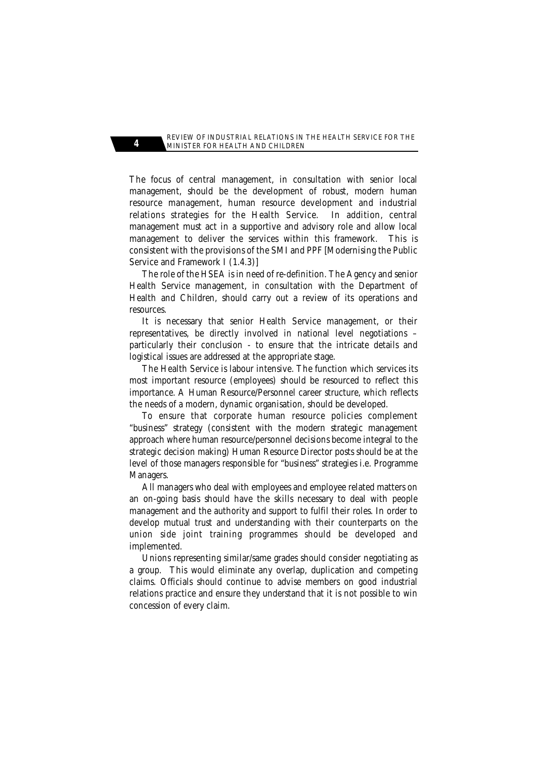The focus of central management, in consultation with senior local management, should be the development of robust, modern human resource management, human resource development and industrial relations strategies for the Health Service. In addition, central management must act in a supportive and advisory role and allow local management to deliver the services within this framework. This is consistent with the provisions of the SMI and PPF [Modernising the Public Service and Framework I (1.4.3)]

The role of the HSEA is in need of re-definition. The Agency and senior Health Service management, in consultation with the Department of Health and Children, should carry out a review of its operations and resources.

It is necessary that senior Health Service management, or their representatives, be directly involved in national level negotiations – particularly their conclusion - to ensure that the intricate details and logistical issues are addressed at the appropriate stage.

The Health Service is labour intensive. The function which services its most important resource (employees) should be resourced to reflect this importance. A Human Resource/Personnel career structure, which reflects the needs of a modern, dynamic organisation, should be developed.

To ensure that corporate human resource policies complement "business" strategy (consistent with the modern strategic management approach where human resource/personnel decisions become integral to the strategic decision making) Human Resource Director posts should be at the level of those managers responsible for "business" strategies i.e. Programme Managers.

All managers who deal with employees and employee related matters on an on-going basis should have the skills necessary to deal with people management and the authority and support to fulfil their roles. In order to develop mutual trust and understanding with their counterparts on the union side joint training programmes should be developed and implemented.

Unions representing similar/same grades should consider negotiating as a group. This would eliminate any overlap, duplication and competing claims. Officials should continue to advise members on good industrial relations practice and ensure they understand that it is not possible to win concession of every claim.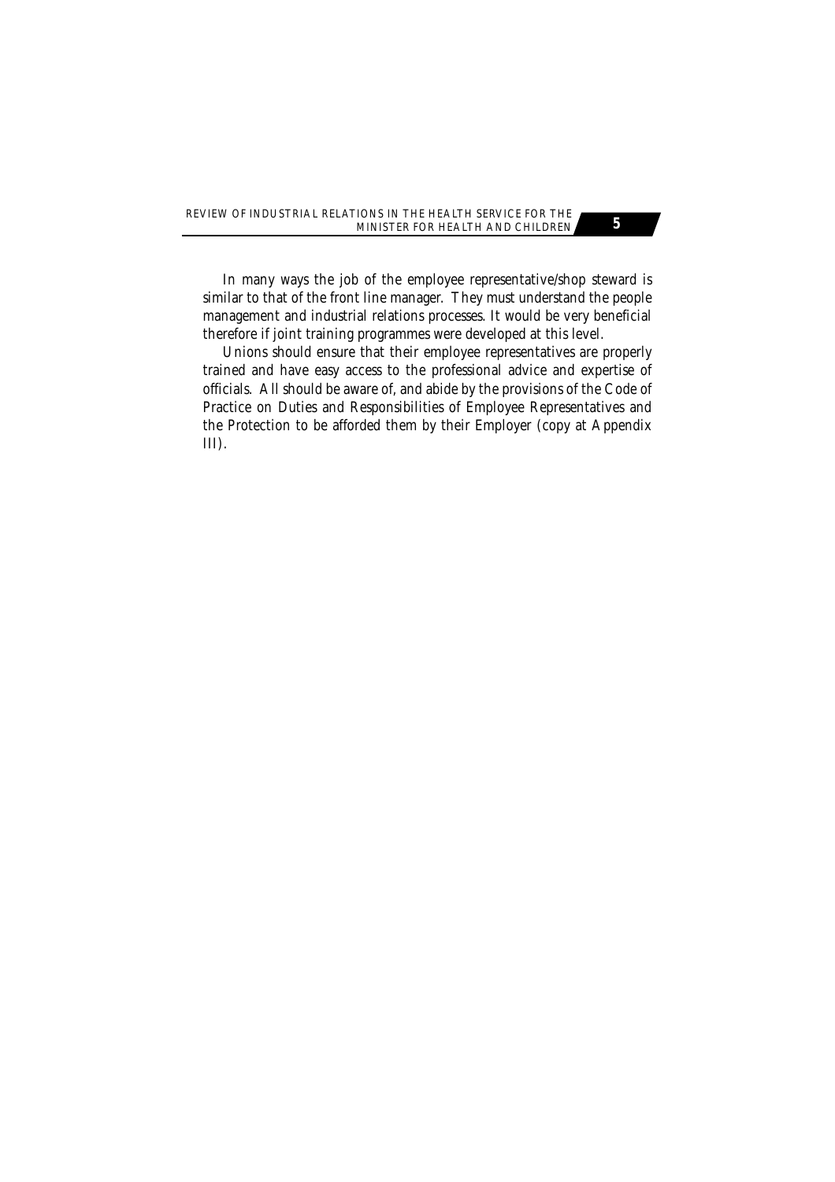In many ways the job of the employee representative/shop steward is similar to that of the front line manager. They must understand the people management and industrial relations processes. It would be very beneficial therefore if joint training programmes were developed at this level.

Unions should ensure that their employee representatives are properly trained and have easy access to the professional advice and expertise of officials. All should be aware of, and abide by the provisions of the Code of Practice on Duties and Responsibilities of Employee Representatives and the Protection to be afforded them by their Employer (copy at Appendix III).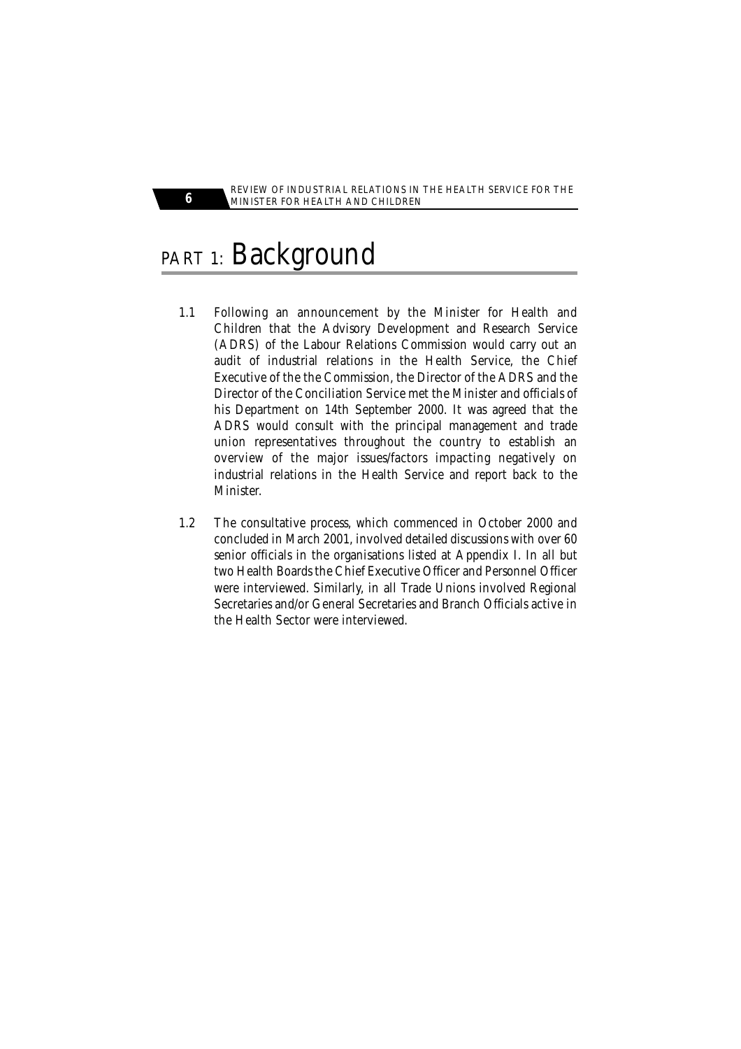# PART 1: Background

1.1 Following an announcement by the Minister for Health and Children that the Advisory Development and Research Service (ADRS) of the Labour Relations Commission would carry out an audit of industrial relations in the Health Service, the Chief Executive of the the Commission, the Director of the ADRS and the Director of the Conciliation Service met the Minister and officials of his Department on 14th September 2000. It was agreed that the ADRS would consult with the principal management and trade union representatives throughout the country to establish an overview of the major issues/factors impacting negatively on industrial relations in the Health Service and report back to the Minister.

1.2 The consultative process, which commenced in October 2000 and concluded in March 2001, involved detailed discussions with over 60 senior officials in the organisations listed at Appendix I. In all but two Health Boards the Chief Executive Officer and Personnel Officer were interviewed. Similarly, in all Trade Unions involved Regional Secretaries and/or General Secretaries and Branch Officials active in the Health Sector were interviewed.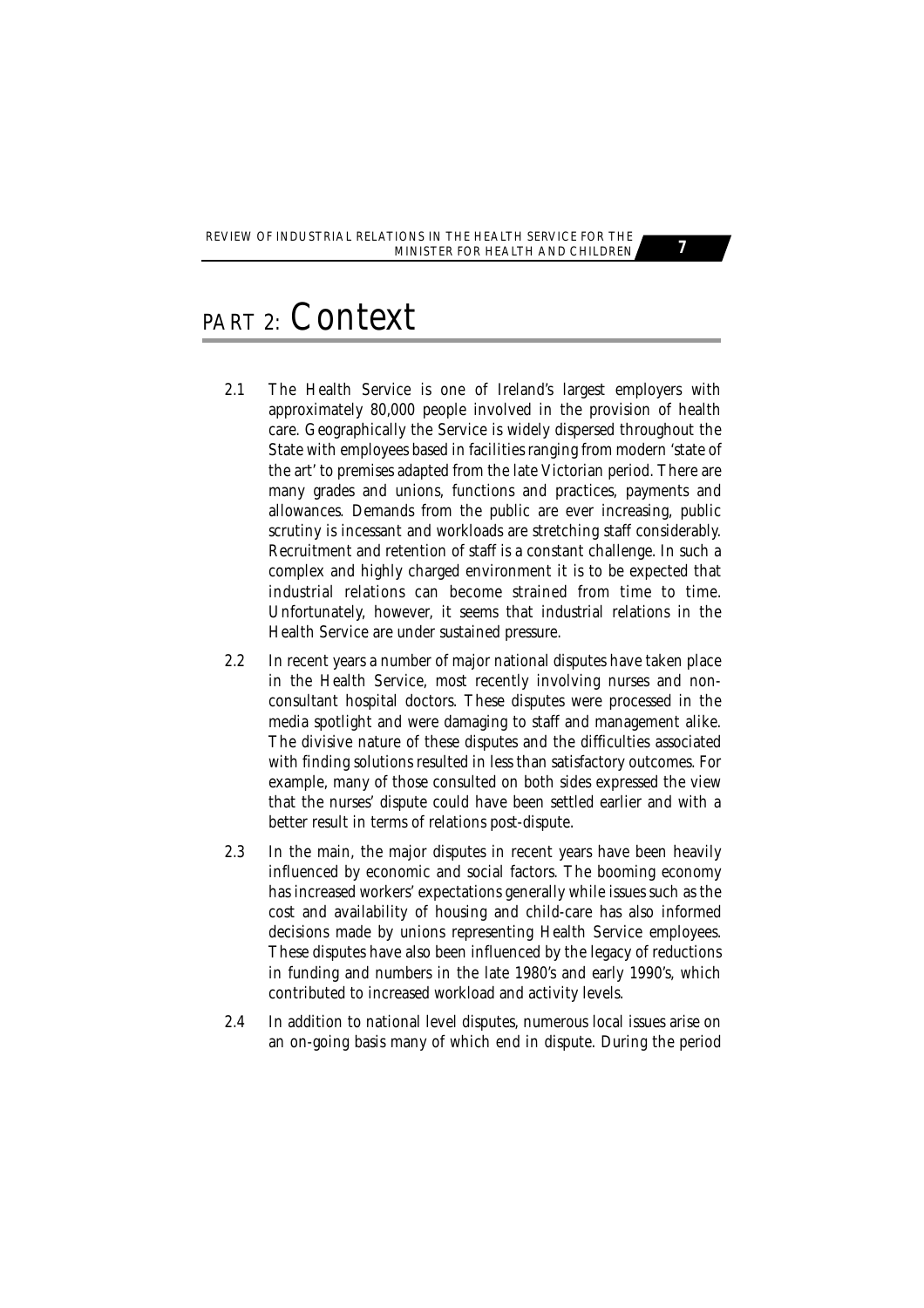# PART 2: Context

2.1 The Health Service is one of Ireland's largest employers with approximately 80,000 people involved in the provision of health care. Geographically the Service is widely dispersed throughout the State with employees based in facilities ranging from modern 'state of the art' to premises adapted from the late Victorian period. There are many grades and unions, functions and practices, payments and allowances. Demands from the public are ever increasing, public scrutiny is incessant and workloads are stretching staff considerably. Recruitment and retention of staff is a constant challenge. In such a complex and highly charged environment it is to be expected that industrial relations can become strained from time to time. Unfortunately, however, it seems that industrial relations in the Health Service are under sustained pressure.

2.2 In recent years a number of major national disputes have taken place in the Health Service, most recently involving nurses and non-consultant hospital doctors. These disputes were processed in the media spotlight and were damaging to staff and management alike. The divisive nature of these disputes and the difficulties associated with finding solutions resulted in less than satisfactory outcomes. For example, many of those consulted on both sides expressed the view that the nurses' dispute could have been settled earlier and with a better result in terms of relations post-dispute.

2.3 In the main, the major disputes in recent years have been heavily influenced by economic and social factors. The booming economy has increased workers' expectations generally while issues such as the cost and availability of housing and child-care has also informed decisions made by unions representing Health Service employees. These disputes have also been influenced by the legacy of reductions in funding and numbers in the late 1980's and early 1990's, which contributed to increased workload and activity levels.

2.4 In addition to national level disputes, numerous local issues arise on an on-going basis many of which end in dispute. During the period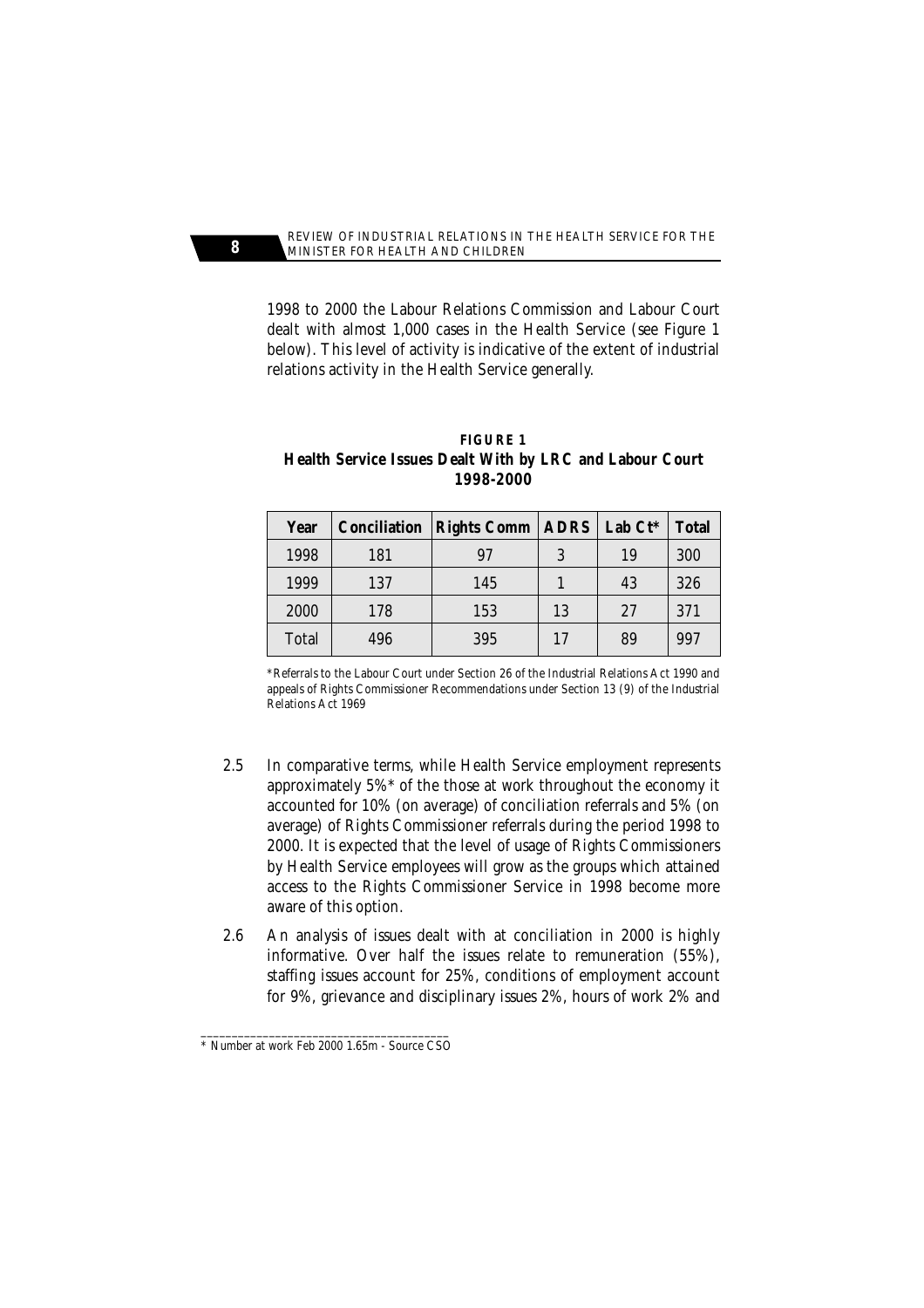1998 to 2000 the Labour Relations Commission and Labour Court dealt with almost 1,000 cases in the Health Service (see Figure 1 below). This level of activity is indicative of the extent of industrial relations activity in the Health Service generally.

**FIGURE 1**
**Health Service Issues Dealt With by LRC and Labour Court 1998-2000**

| Year | Conciliation | Rights Comm | ADRS | Lab Ct* | Total |
|---|---|---|---|---|---|
| 1998 | 181 | 97 | 3 | 19 | 300 |
| 1999 | 137 | 145 | 1 | 43 | 326 |
| 2000 | 178 | 153 | 13 | 27 | 371 |
| Total | 496 | 395 | 17 | 89 | 997 |

*Referrals to the Labour Court under Section 26 of the Industrial Relations Act 1990 and appeals of Rights Commissioner Recommendations under Section 13 (9) of the Industrial Relations Act 1969

2.5 In comparative terms, while Health Service employment represents approximately 5%* of the those at work throughout the economy it accounted for 10% (on average) of conciliation referrals and 5% (on average) of Rights Commissioner referrals during the period 1998 to 2000. It is expected that the level of usage of Rights Commissioners by Health Service employees will grow as the groups which attained access to the Rights Commissioner Service in 1998 become more aware of this option.

2.6 An analysis of issues dealt with at conciliation in 2000 is highly informative. Over half the issues relate to remuneration (55%), staffing issues account for 25%, conditions of employment account for 9%, grievance and disciplinary issues 2%, hours of work 2% and

---

* Number at work Feb 2000 1.65m - Source CSO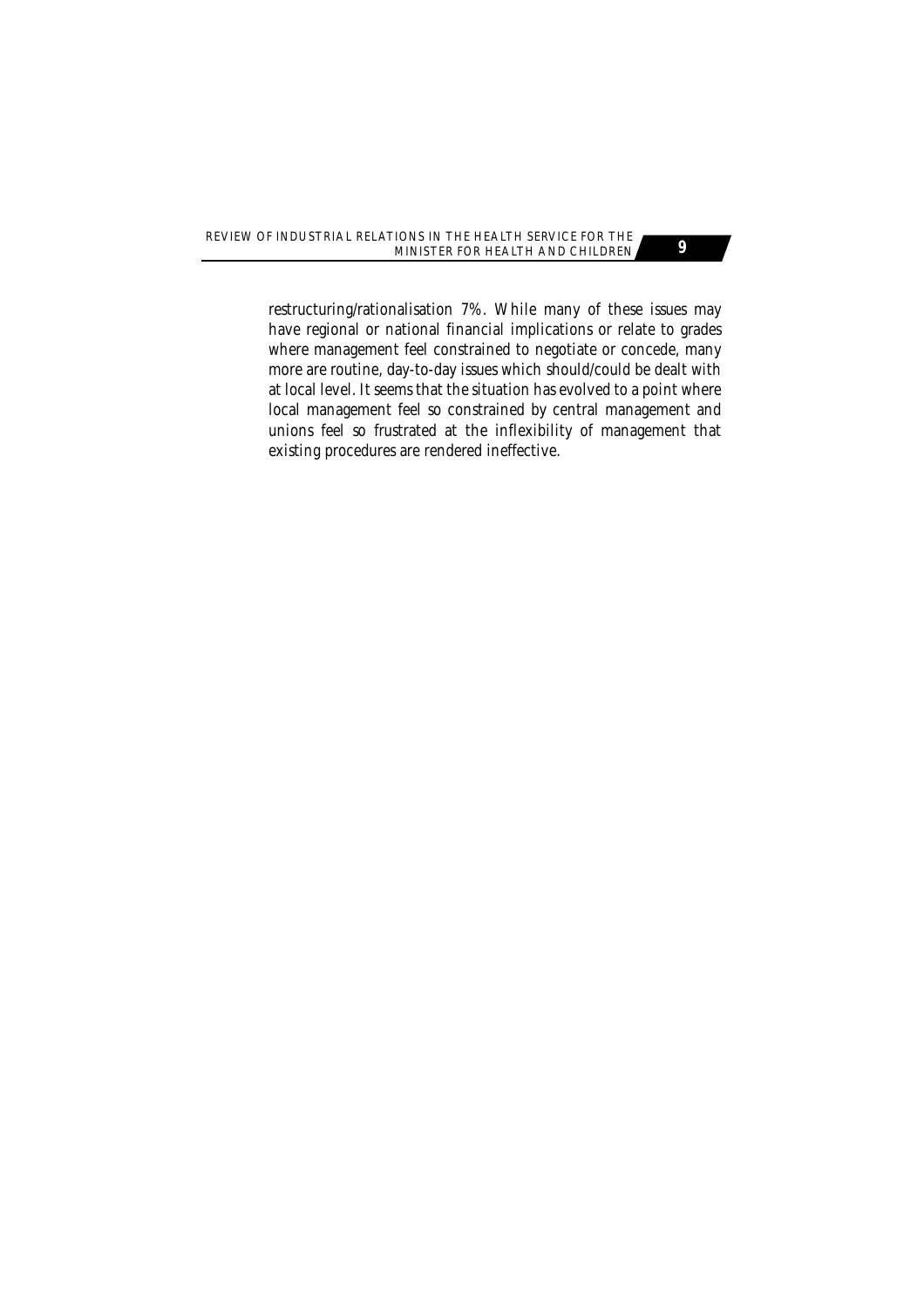restructuring/rationalisation 7%. While many of these issues may have regional or national financial implications or relate to grades where management feel constrained to negotiate or concede, many more are routine, day-to-day issues which should/could be dealt with at local level. It seems that the situation has evolved to a point where local management feel so constrained by central management and unions feel so frustrated at the inflexibility of management that existing procedures are rendered ineffective.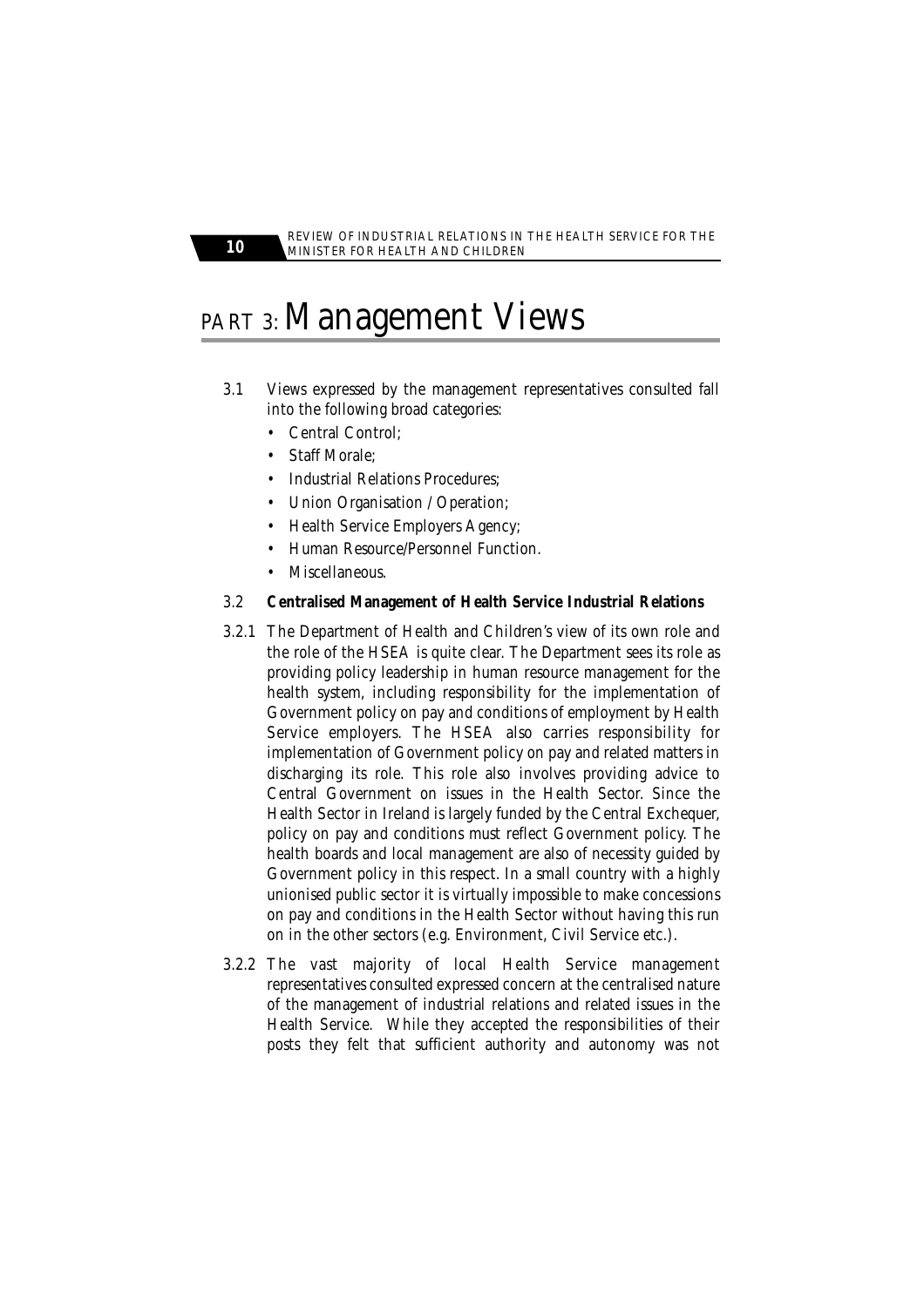# PART 3: Management Views

3.1 Views expressed by the management representatives consulted fall into the following broad categories:

- Central Control;
- Staff Morale;
- Industrial Relations Procedures;
- Union Organisation / Operation;
- Health Service Employers Agency;
- Human Resource/Personnel Function.
- Miscellaneous.

3.2 **Centralised Management of Health Service Industrial Relations**

3.2.1 The Department of Health and Children's view of its own role and the role of the HSEA is quite clear. The Department sees its role as providing policy leadership in human resource management for the health system, including responsibility for the implementation of Government policy on pay and conditions of employment by Health Service employers. The HSEA also carries responsibility for implementation of Government policy on pay and related matters in discharging its role. This role also involves providing advice to Central Government on issues in the Health Sector. Since the Health Sector in Ireland is largely funded by the Central Exchequer, policy on pay and conditions must reflect Government policy. The health boards and local management are also of necessity guided by Government policy in this respect. In a small country with a highly unionised public sector it is virtually impossible to make concessions on pay and conditions in the Health Sector without having this run on in the other sectors (e.g. Environment, Civil Service etc.).

3.2.2 The vast majority of local Health Service management representatives consulted expressed concern at the centralised nature of the management of industrial relations and related issues in the Health Service. While they accepted the responsibilities of their posts they felt that sufficient authority and autonomy was not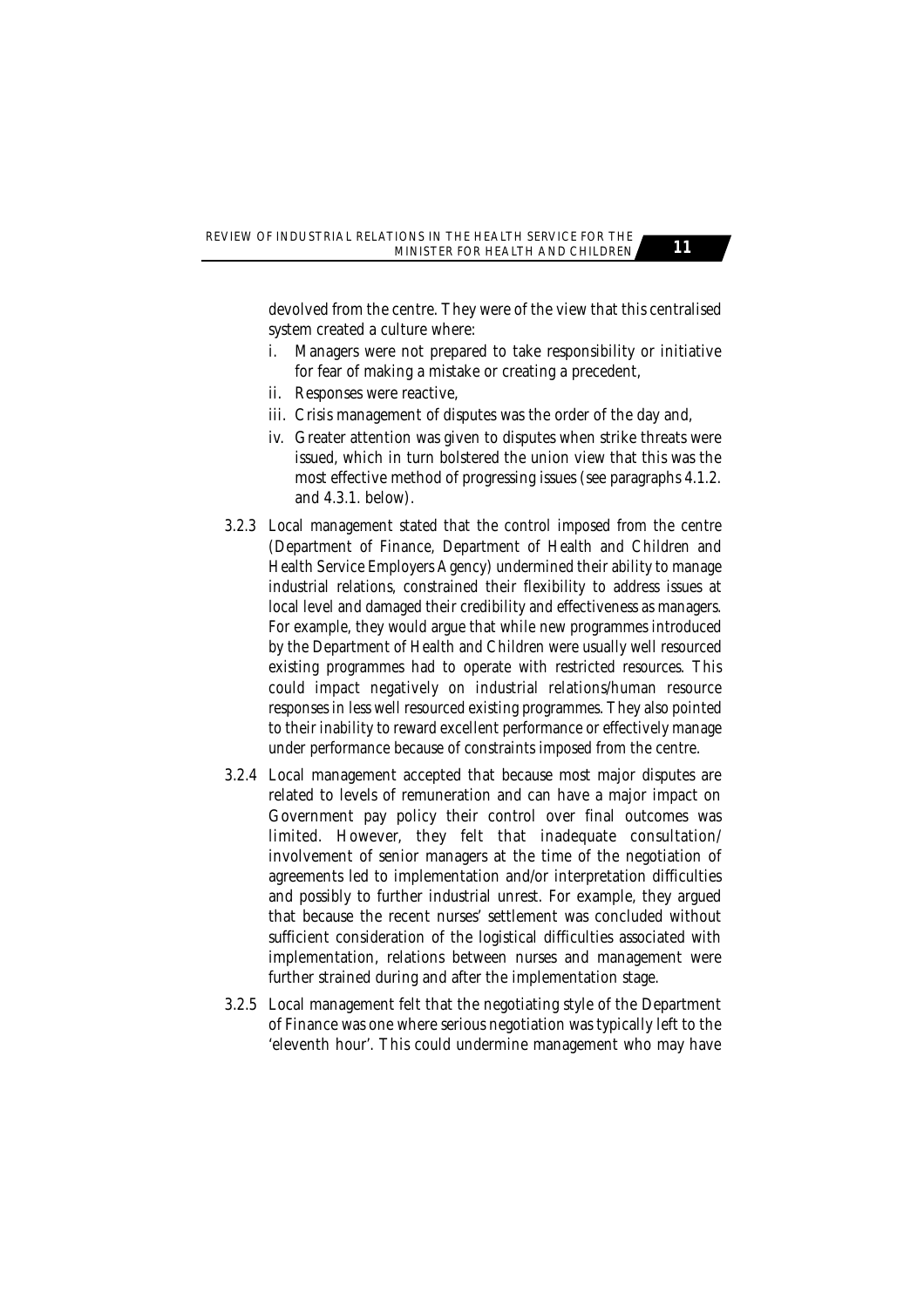devolved from the centre. They were of the view that this centralised system created a culture where:

i. Managers were not prepared to take responsibility or initiative for fear of making a mistake or creating a precedent,
ii. Responses were reactive,
iii. Crisis management of disputes was the order of the day and,
iv. Greater attention was given to disputes when strike threats were issued, which in turn bolstered the union view that this was the most effective method of progressing issues (see paragraphs 4.1.2. and 4.3.1. below).

3.2.3 Local management stated that the control imposed from the centre (Department of Finance, Department of Health and Children and Health Service Employers Agency) undermined their ability to manage industrial relations, constrained their flexibility to address issues at local level and damaged their credibility and effectiveness as managers. For example, they would argue that while new programmes introduced by the Department of Health and Children were usually well resourced existing programmes had to operate with restricted resources. This could impact negatively on industrial relations/human resource responses in less well resourced existing programmes. They also pointed to their inability to reward excellent performance or effectively manage under performance because of constraints imposed from the centre.

3.2.4 Local management accepted that because most major disputes are related to levels of remuneration and can have a major impact on Government pay policy their control over final outcomes was limited. However, they felt that inadequate consultation/ involvement of senior managers at the time of the negotiation of agreements led to implementation and/or interpretation difficulties and possibly to further industrial unrest. For example, they argued that because the recent nurses' settlement was concluded without sufficient consideration of the logistical difficulties associated with implementation, relations between nurses and management were further strained during and after the implementation stage.

3.2.5 Local management felt that the negotiating style of the Department of Finance was one where serious negotiation was typically left to the 'eleventh hour'. This could undermine management who may have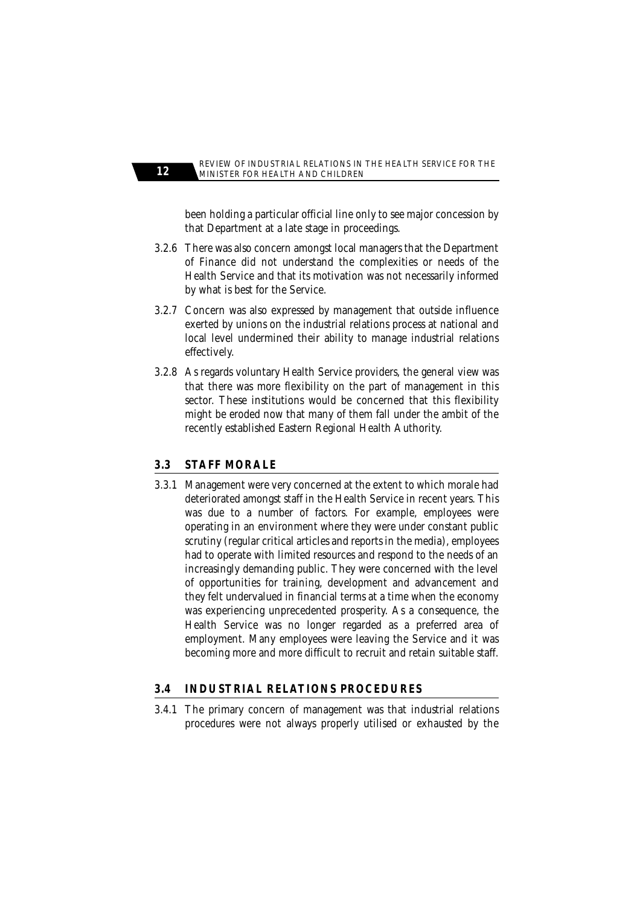been holding a particular official line only to see major concession by that Department at a late stage in proceedings.

3.2.6 There was also concern amongst local managers that the Department of Finance did not understand the complexities or needs of the Health Service and that its motivation was not necessarily informed by what is best for the Service.

3.2.7 Concern was also expressed by management that outside influence exerted by unions on the industrial relations process at national and local level undermined their ability to manage industrial relations effectively.

3.2.8 As regards voluntary Health Service providers, the general view was that there was more flexibility on the part of management in this sector. These institutions would be concerned that this flexibility might be eroded now that many of them fall under the ambit of the recently established Eastern Regional Health Authority.

## 3.3 STAFF MORALE

3.3.1 Management were very concerned at the extent to which morale had deteriorated amongst staff in the Health Service in recent years. This was due to a number of factors. For example, employees were operating in an environment where they were under constant public scrutiny (regular critical articles and reports in the media), employees had to operate with limited resources and respond to the needs of an increasingly demanding public. They were concerned with the level of opportunities for training, development and advancement and they felt undervalued in financial terms at a time when the economy was experiencing unprecedented prosperity. As a consequence, the Health Service was no longer regarded as a preferred area of employment. Many employees were leaving the Service and it was becoming more and more difficult to recruit and retain suitable staff.

## 3.4 INDUSTRIAL RELATIONS PROCEDURES

3.4.1 The primary concern of management was that industrial relations procedures were not always properly utilised or exhausted by the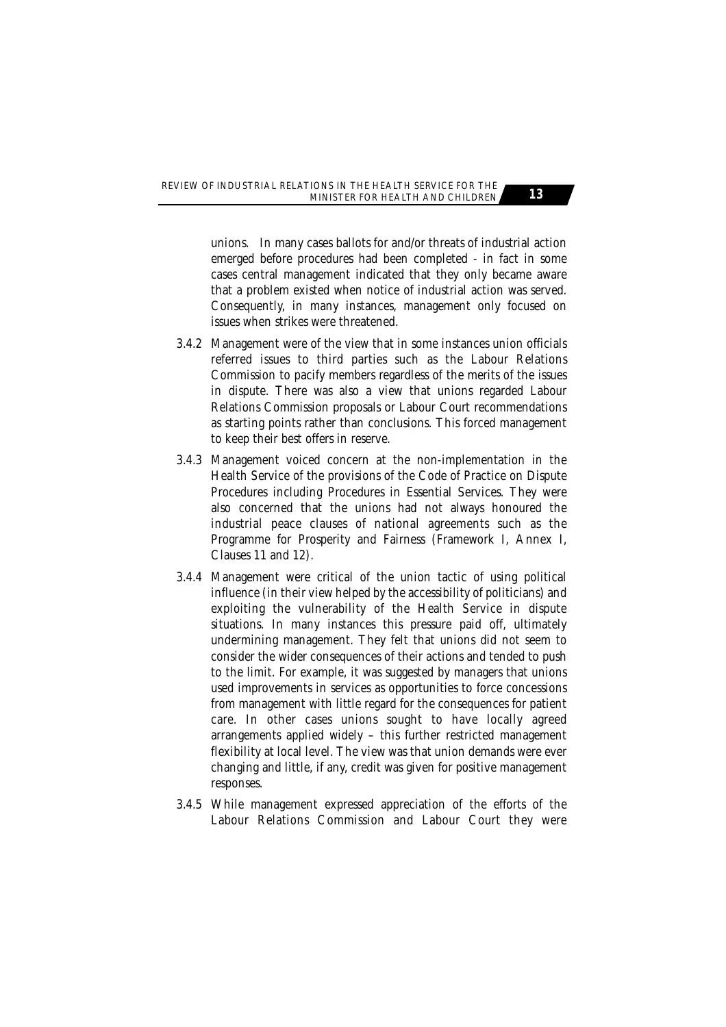unions. In many cases ballots for and/or threats of industrial action emerged before procedures had been completed - in fact in some cases central management indicated that they only became aware that a problem existed when notice of industrial action was served. Consequently, in many instances, management only focused on issues when strikes were threatened.

3.4.2 Management were of the view that in some instances union officials referred issues to third parties such as the Labour Relations Commission to pacify members regardless of the merits of the issues in dispute. There was also a view that unions regarded Labour Relations Commission proposals or Labour Court recommendations as starting points rather than conclusions. This forced management to keep their best offers in reserve.

3.4.3 Management voiced concern at the non-implementation in the Health Service of the provisions of the Code of Practice on Dispute Procedures including Procedures in Essential Services. They were also concerned that the unions had not always honoured the industrial peace clauses of national agreements such as the Programme for Prosperity and Fairness (Framework I, Annex I, Clauses 11 and 12).

3.4.4 Management were critical of the union tactic of using political influence (in their view helped by the accessibility of politicians) and exploiting the vulnerability of the Health Service in dispute situations. In many instances this pressure paid off, ultimately undermining management. They felt that unions did not seem to consider the wider consequences of their actions and tended to push to the limit. For example, it was suggested by managers that unions used improvements in services as opportunities to force concessions from management with little regard for the consequences for patient care. In other cases unions sought to have locally agreed arrangements applied widely – this further restricted management flexibility at local level. The view was that union demands were ever changing and little, if any, credit was given for positive management responses.

3.4.5 While management expressed appreciation of the efforts of the Labour Relations Commission and Labour Court they were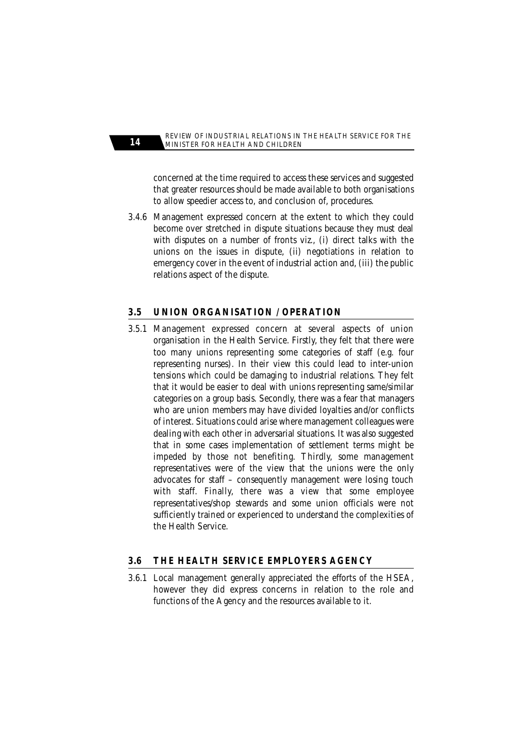concerned at the time required to access these services and suggested that greater resources should be made available to both organisations to allow speedier access to, and conclusion of, procedures.

3.4.6 Management expressed concern at the extent to which they could become over stretched in dispute situations because they must deal with disputes on a number of fronts viz., (i) direct talks with the unions on the issues in dispute, (ii) negotiations in relation to emergency cover in the event of industrial action and, (iii) the public relations aspect of the dispute.

## 3.5 UNION ORGANISATION / OPERATION

3.5.1 Management expressed concern at several aspects of union organisation in the Health Service. Firstly, they felt that there were too many unions representing some categories of staff (e.g. four representing nurses). In their view this could lead to inter-union tensions which could be damaging to industrial relations. They felt that it would be easier to deal with unions representing same/similar categories on a group basis. Secondly, there was a fear that managers who are union members may have divided loyalties and/or conflicts of interest. Situations could arise where management colleagues were dealing with each other in adversarial situations. It was also suggested that in some cases implementation of settlement terms might be impeded by those not benefiting. Thirdly, some management representatives were of the view that the unions were the only advocates for staff – consequently management were losing touch with staff. Finally, there was a view that some employee representatives/shop stewards and some union officials were not sufficiently trained or experienced to understand the complexities of the Health Service.

## 3.6 THE HEALTH SERVICE EMPLOYERS AGENCY

3.6.1 Local management generally appreciated the efforts of the HSEA, however they did express concerns in relation to the role and functions of the Agency and the resources available to it.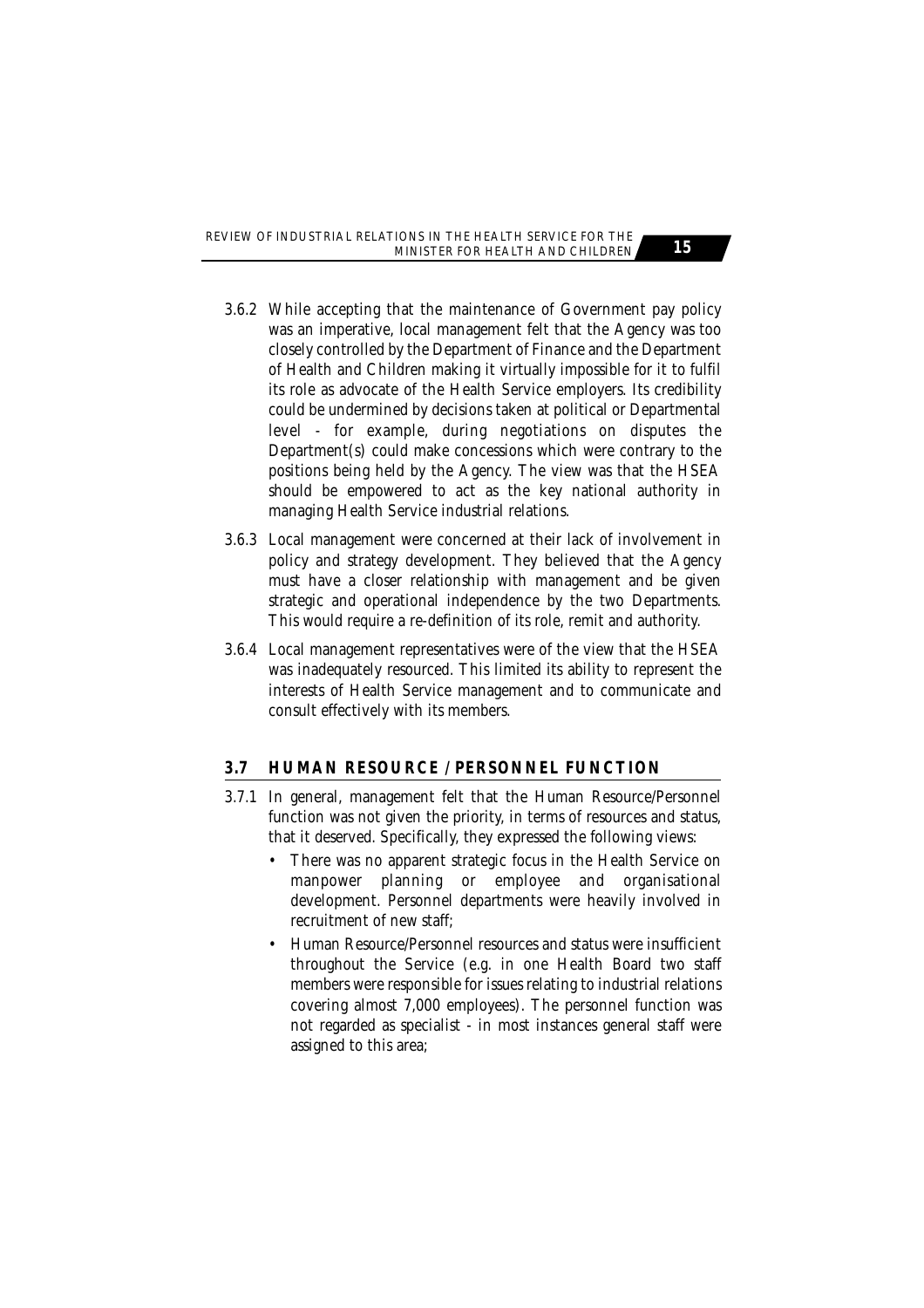3.6.2 While accepting that the maintenance of Government pay policy was an imperative, local management felt that the Agency was too closely controlled by the Department of Finance and the Department of Health and Children making it virtually impossible for it to fulfil its role as advocate of the Health Service employers. Its credibility could be undermined by decisions taken at political or Departmental level - for example, during negotiations on disputes the Department(s) could make concessions which were contrary to the positions being held by the Agency. The view was that the HSEA should be empowered to act as the key national authority in managing Health Service industrial relations.

3.6.3 Local management were concerned at their lack of involvement in policy and strategy development. They believed that the Agency must have a closer relationship with management and be given strategic and operational independence by the two Departments. This would require a re-definition of its role, remit and authority.

3.6.4 Local management representatives were of the view that the HSEA was inadequately resourced. This limited its ability to represent the interests of Health Service management and to communicate and consult effectively with its members.

## 3.7 HUMAN RESOURCE / PERSONNEL FUNCTION

3.7.1 In general, management felt that the Human Resource/Personnel function was not given the priority, in terms of resources and status, that it deserved. Specifically, they expressed the following views:

- There was no apparent strategic focus in the Health Service on manpower planning or employee and organisational development. Personnel departments were heavily involved in recruitment of new staff;
- Human Resource/Personnel resources and status were insufficient throughout the Service (e.g. in one Health Board two staff members were responsible for issues relating to industrial relations covering almost 7,000 employees). The personnel function was not regarded as specialist - in most instances general staff were assigned to this area;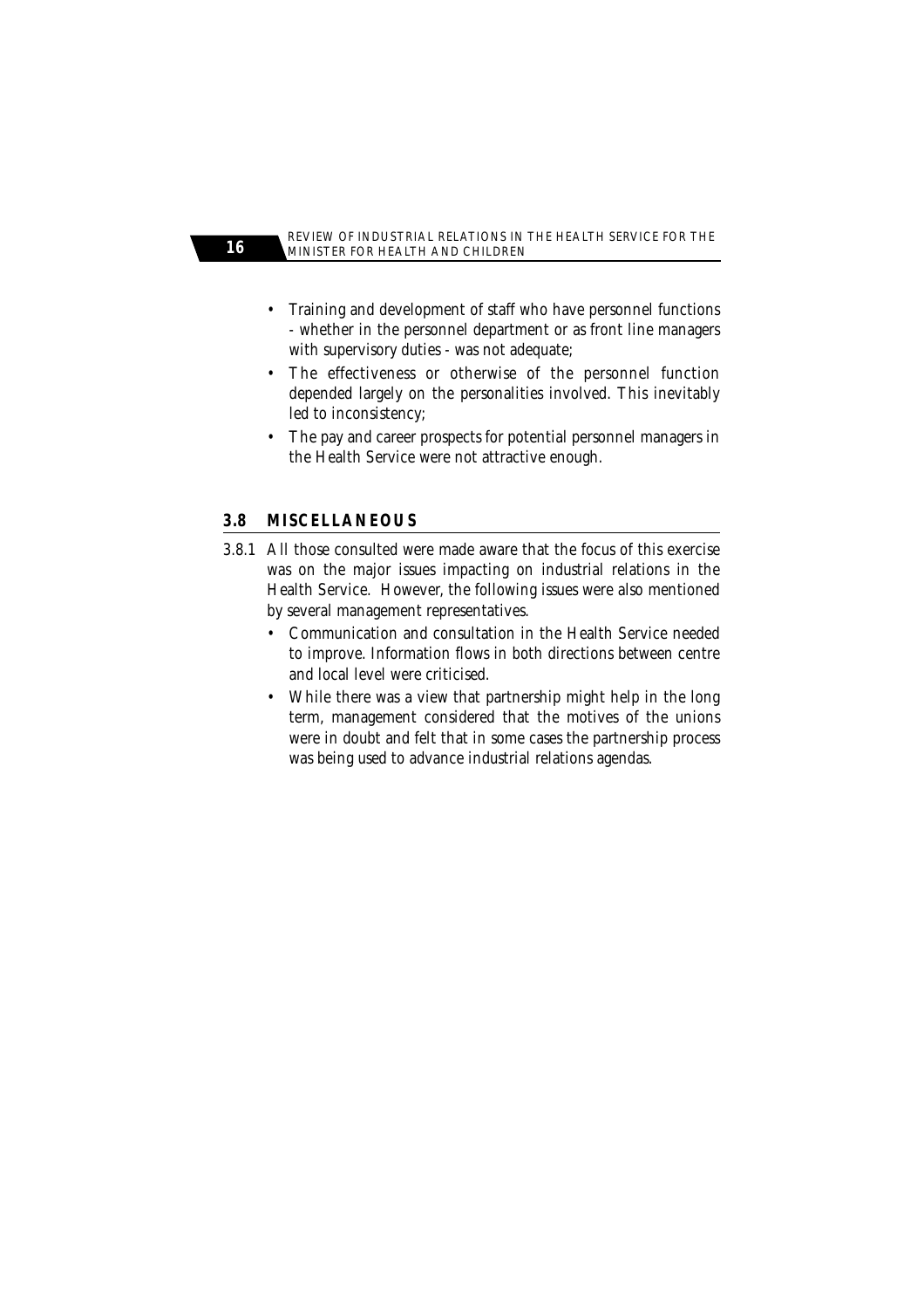- Training and development of staff who have personnel functions - whether in the personnel department or as front line managers with supervisory duties - was not adequate;
- The effectiveness or otherwise of the personnel function depended largely on the personalities involved. This inevitably led to inconsistency;
- The pay and career prospects for potential personnel managers in the Health Service were not attractive enough.

## 3.8 MISCELLANEOUS

3.8.1 All those consulted were made aware that the focus of this exercise was on the major issues impacting on industrial relations in the Health Service. However, the following issues were also mentioned by several management representatives.

- Communication and consultation in the Health Service needed to improve. Information flows in both directions between centre and local level were criticised.
- While there was a view that partnership might help in the long term, management considered that the motives of the unions were in doubt and felt that in some cases the partnership process was being used to advance industrial relations agendas.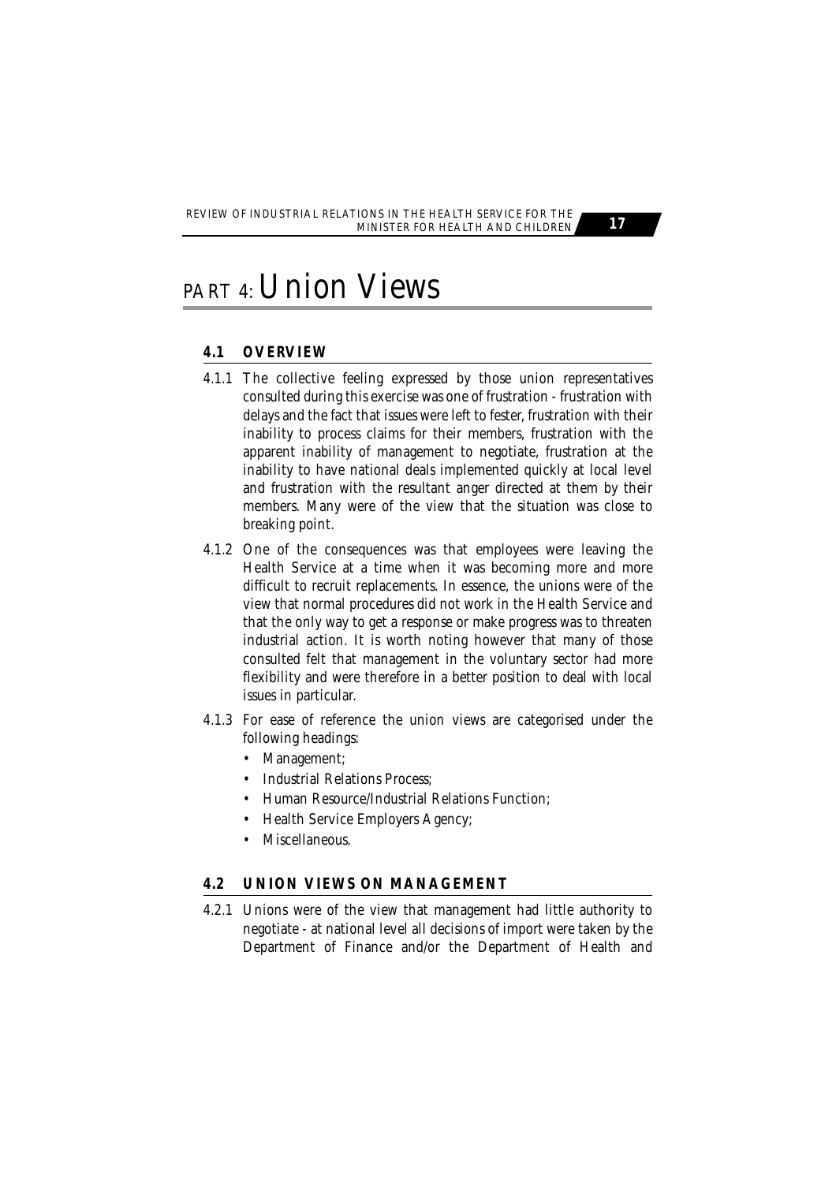# PART 4: Union Views

## 4.1 OVERVIEW

4.1.1 The collective feeling expressed by those union representatives consulted during this exercise was one of frustration - frustration with delays and the fact that issues were left to fester, frustration with their inability to process claims for their members, frustration with the apparent inability of management to negotiate, frustration at the inability to have national deals implemented quickly at local level and frustration with the resultant anger directed at them by their members. Many were of the view that the situation was close to breaking point.

4.1.2 One of the consequences was that employees were leaving the Health Service at a time when it was becoming more and more difficult to recruit replacements. In essence, the unions were of the view that normal procedures did not work in the Health Service and that the only way to get a response or make progress was to threaten industrial action. It is worth noting however that many of those consulted felt that management in the voluntary sector had more flexibility and were therefore in a better position to deal with local issues in particular.

4.1.3 For ease of reference the union views are categorised under the following headings:

- Management;
- Industrial Relations Process;
- Human Resource/Industrial Relations Function;
- Health Service Employers Agency;
- Miscellaneous.

## 4.2 UNION VIEWS ON MANAGEMENT

4.2.1 Unions were of the view that management had little authority to negotiate - at national level all decisions of import were taken by the Department of Finance and/or the Department of Health and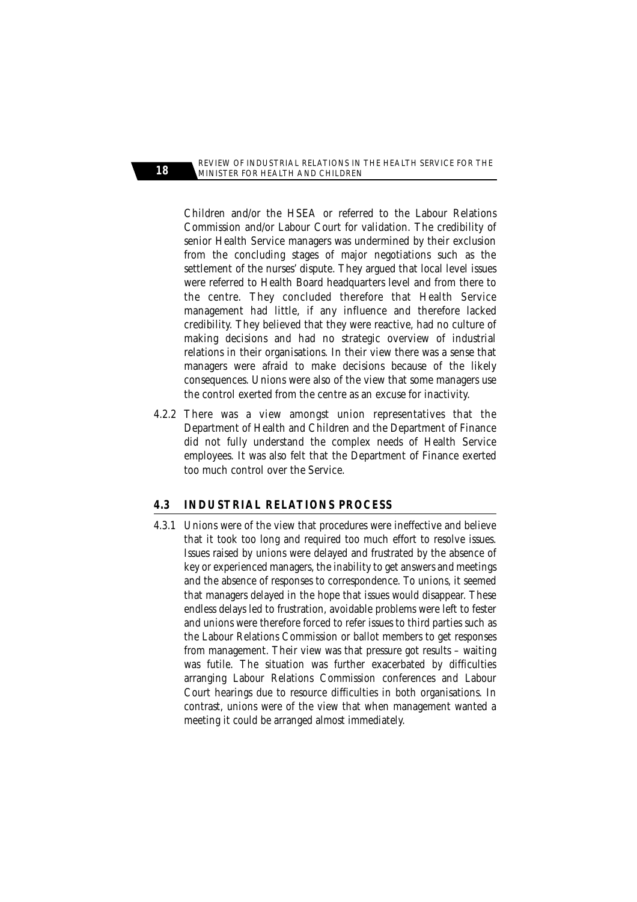Children and/or the HSEA or referred to the Labour Relations Commission and/or Labour Court for validation. The credibility of senior Health Service managers was undermined by their exclusion from the concluding stages of major negotiations such as the settlement of the nurses' dispute. They argued that local level issues were referred to Health Board headquarters level and from there to the centre. They concluded therefore that Health Service management had little, if any influence and therefore lacked credibility. They believed that they were reactive, had no culture of making decisions and had no strategic overview of industrial relations in their organisations. In their view there was a sense that managers were afraid to make decisions because of the likely consequences. Unions were also of the view that some managers use the control exerted from the centre as an excuse for inactivity.

4.2.2 There was a view amongst union representatives that the Department of Health and Children and the Department of Finance did not fully understand the complex needs of Health Service employees. It was also felt that the Department of Finance exerted too much control over the Service.

## 4.3 INDUSTRIAL RELATIONS PROCESS

4.3.1 Unions were of the view that procedures were ineffective and believe that it took too long and required too much effort to resolve issues. Issues raised by unions were delayed and frustrated by the absence of key or experienced managers, the inability to get answers and meetings and the absence of responses to correspondence. To unions, it seemed that managers delayed in the hope that issues would disappear. These endless delays led to frustration, avoidable problems were left to fester and unions were therefore forced to refer issues to third parties such as the Labour Relations Commission or ballot members to get responses from management. Their view was that pressure got results – waiting was futile. The situation was further exacerbated by difficulties arranging Labour Relations Commission conferences and Labour Court hearings due to resource difficulties in both organisations. In contrast, unions were of the view that when management wanted a meeting it could be arranged almost immediately.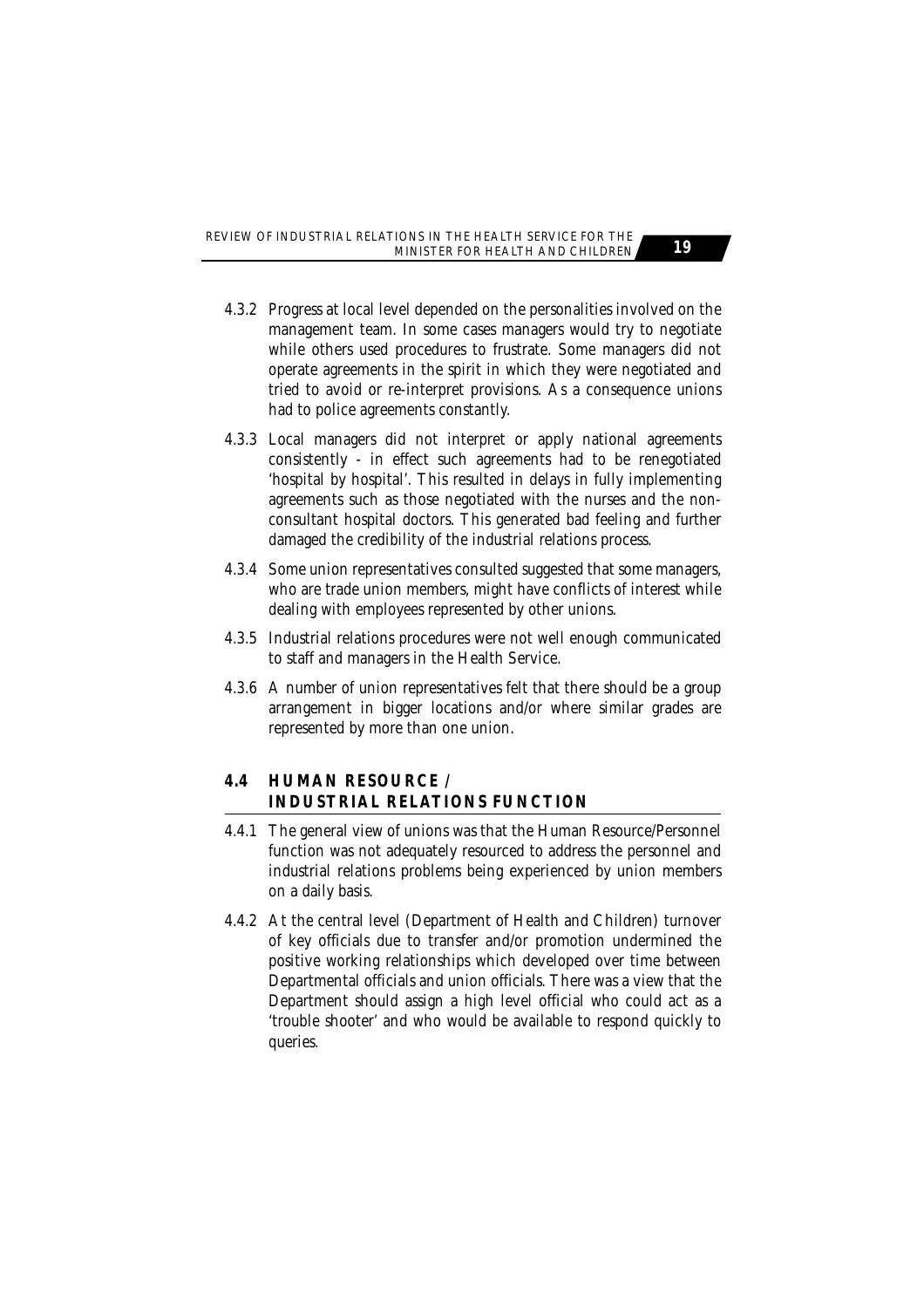4.3.2 Progress at local level depended on the personalities involved on the management team. In some cases managers would try to negotiate while others used procedures to frustrate. Some managers did not operate agreements in the spirit in which they were negotiated and tried to avoid or re-interpret provisions. As a consequence unions had to police agreements constantly.

4.3.3 Local managers did not interpret or apply national agreements consistently - in effect such agreements had to be renegotiated 'hospital by hospital'. This resulted in delays in fully implementing agreements such as those negotiated with the nurses and the non-consultant hospital doctors. This generated bad feeling and further damaged the credibility of the industrial relations process.

4.3.4 Some union representatives consulted suggested that some managers, who are trade union members, might have conflicts of interest while dealing with employees represented by other unions.

4.3.5 Industrial relations procedures were not well enough communicated to staff and managers in the Health Service.

4.3.6 A number of union representatives felt that there should be a group arrangement in bigger locations and/or where similar grades are represented by more than one union.

## 4.4 HUMAN RESOURCE / INDUSTRIAL RELATIONS FUNCTION

4.4.1 The general view of unions was that the Human Resource/Personnel function was not adequately resourced to address the personnel and industrial relations problems being experienced by union members on a daily basis.

4.4.2 At the central level (Department of Health and Children) turnover of key officials due to transfer and/or promotion undermined the positive working relationships which developed over time between Departmental officials and union officials. There was a view that the Department should assign a high level official who could act as a 'trouble shooter' and who would be available to respond quickly to queries.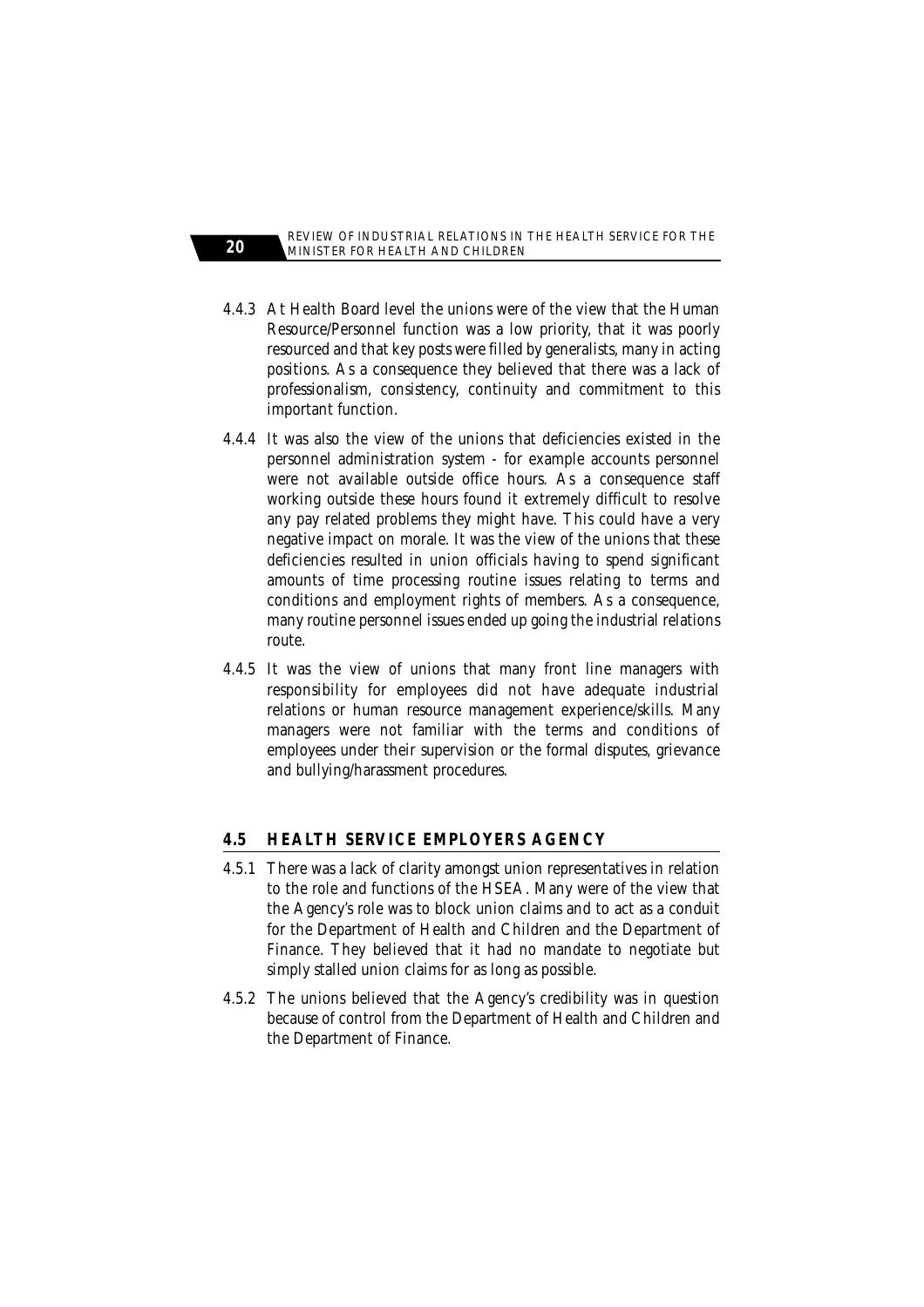4.4.3 At Health Board level the unions were of the view that the Human Resource/Personnel function was a low priority, that it was poorly resourced and that key posts were filled by generalists, many in acting positions. As a consequence they believed that there was a lack of professionalism, consistency, continuity and commitment to this important function.

4.4.4 It was also the view of the unions that deficiencies existed in the personnel administration system - for example accounts personnel were not available outside office hours. As a consequence staff working outside these hours found it extremely difficult to resolve any pay related problems they might have. This could have a very negative impact on morale. It was the view of the unions that these deficiencies resulted in union officials having to spend significant amounts of time processing routine issues relating to terms and conditions and employment rights of members. As a consequence, many routine personnel issues ended up going the industrial relations route.

4.4.5 It was the view of unions that many front line managers with responsibility for employees did not have adequate industrial relations or human resource management experience/skills. Many managers were not familiar with the terms and conditions of employees under their supervision or the formal disputes, grievance and bullying/harassment procedures.

## 4.5 HEALTH SERVICE EMPLOYERS AGENCY

4.5.1 There was a lack of clarity amongst union representatives in relation to the role and functions of the HSEA. Many were of the view that the Agency's role was to block union claims and to act as a conduit for the Department of Health and Children and the Department of Finance. They believed that it had no mandate to negotiate but simply stalled union claims for as long as possible.

4.5.2 The unions believed that the Agency's credibility was in question because of control from the Department of Health and Children and the Department of Finance.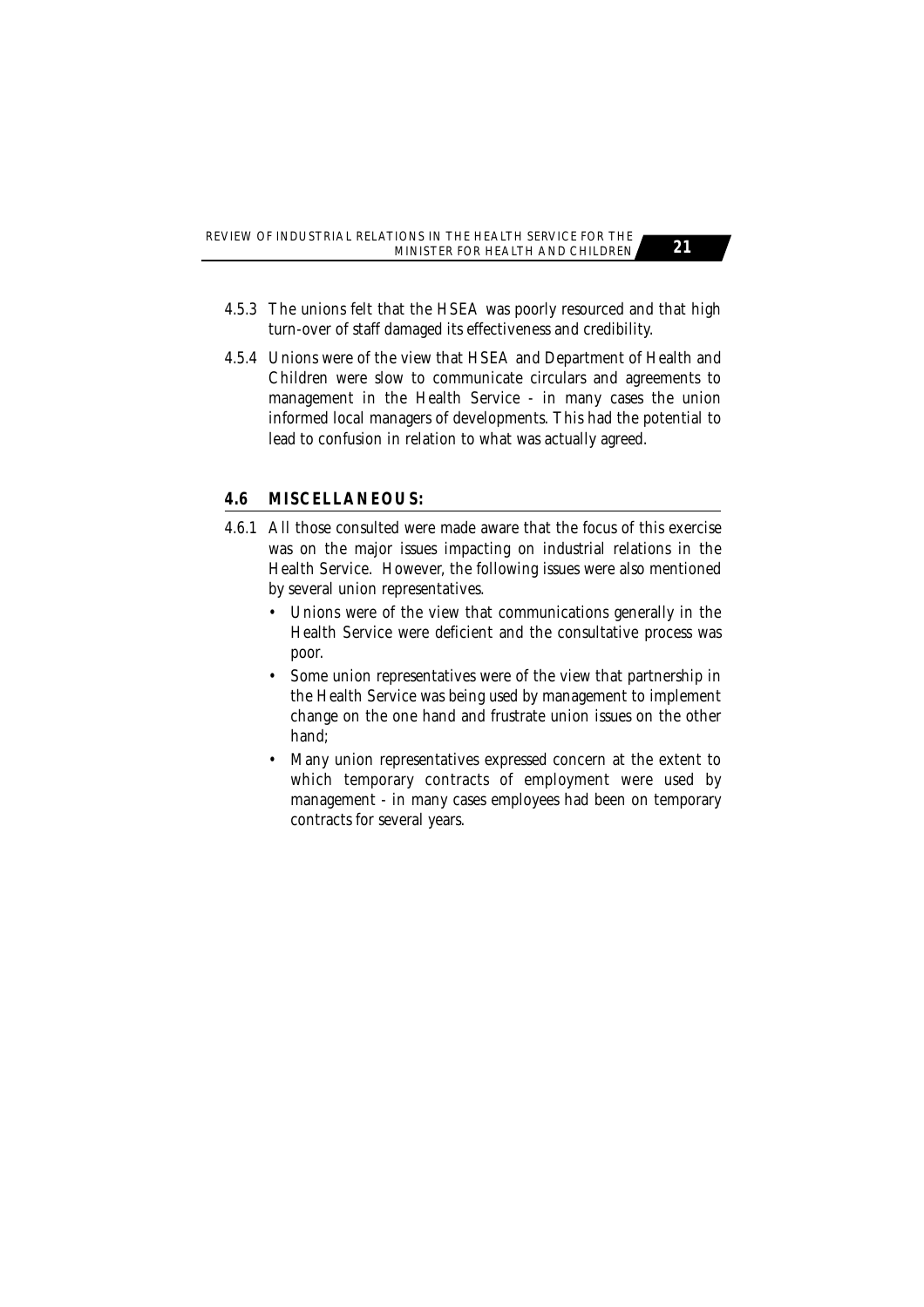4.5.3 The unions felt that the HSEA was poorly resourced and that high turn-over of staff damaged its effectiveness and credibility.

4.5.4 Unions were of the view that HSEA and Department of Health and Children were slow to communicate circulars and agreements to management in the Health Service - in many cases the union informed local managers of developments. This had the potential to lead to confusion in relation to what was actually agreed.

## 4.6 MISCELLANEOUS:

4.6.1 All those consulted were made aware that the focus of this exercise was on the major issues impacting on industrial relations in the Health Service. However, the following issues were also mentioned by several union representatives.

- Unions were of the view that communications generally in the Health Service were deficient and the consultative process was poor.
- Some union representatives were of the view that partnership in the Health Service was being used by management to implement change on the one hand and frustrate union issues on the other hand;
- Many union representatives expressed concern at the extent to which temporary contracts of employment were used by management - in many cases employees had been on temporary contracts for several years.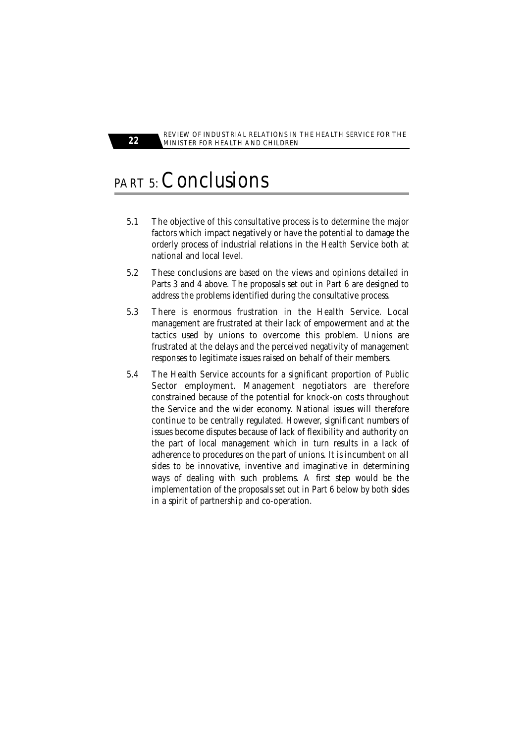# PART 5: Conclusions

5.1 The objective of this consultative process is to determine the major factors which impact negatively or have the potential to damage the orderly process of industrial relations in the Health Service both at national and local level.

5.2 These conclusions are based on the views and opinions detailed in Parts 3 and 4 above. The proposals set out in Part 6 are designed to address the problems identified during the consultative process.

5.3 There is enormous frustration in the Health Service. Local management are frustrated at their lack of empowerment and at the tactics used by unions to overcome this problem. Unions are frustrated at the delays and the perceived negativity of management responses to legitimate issues raised on behalf of their members.

5.4 The Health Service accounts for a significant proportion of Public Sector employment. Management negotiators are therefore constrained because of the potential for knock-on costs throughout the Service and the wider economy. National issues will therefore continue to be centrally regulated. However, significant numbers of issues become disputes because of lack of flexibility and authority on the part of local management which in turn results in a lack of adherence to procedures on the part of unions. It is incumbent on all sides to be innovative, inventive and imaginative in determining ways of dealing with such problems. A first step would be the implementation of the proposals set out in Part 6 below by both sides in a spirit of partnership and co-operation.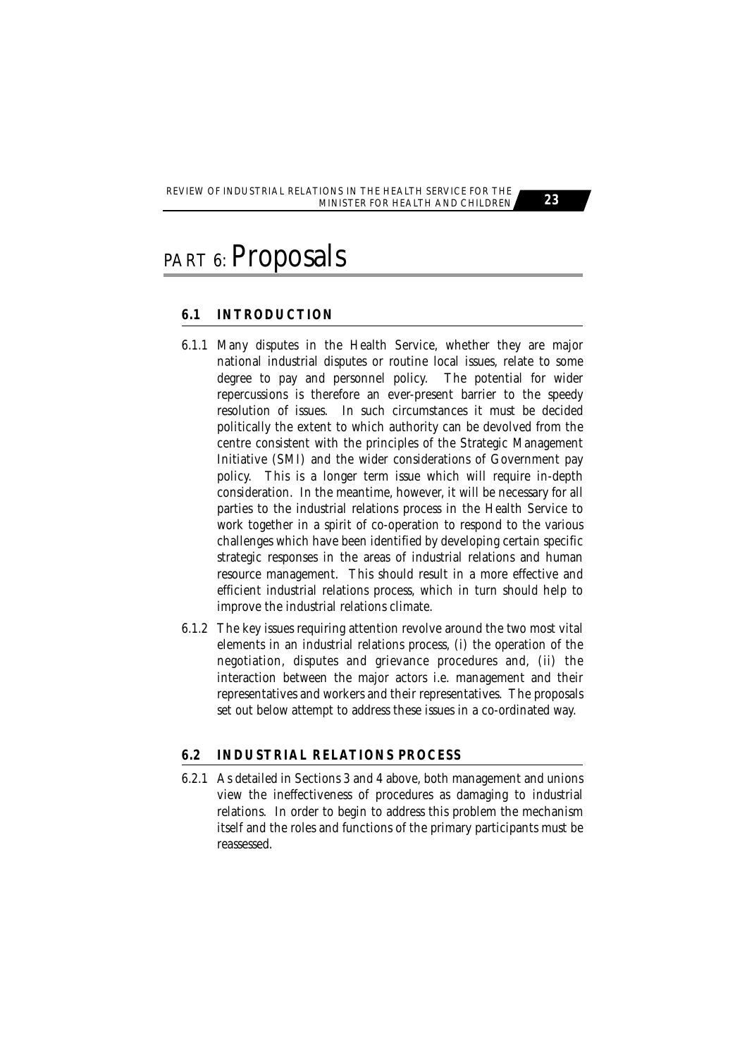# PART 6: Proposals

## 6.1 INTRODUCTION

6.1.1 Many disputes in the Health Service, whether they are major national industrial disputes or routine local issues, relate to some degree to pay and personnel policy. The potential for wider repercussions is therefore an ever-present barrier to the speedy resolution of issues. In such circumstances it must be decided politically the extent to which authority can be devolved from the centre consistent with the principles of the Strategic Management Initiative (SMI) and the wider considerations of Government pay policy. This is a longer term issue which will require in-depth consideration. In the meantime, however, it will be necessary for all parties to the industrial relations process in the Health Service to work together in a spirit of co-operation to respond to the various challenges which have been identified by developing certain specific strategic responses in the areas of industrial relations and human resource management. This should result in a more effective and efficient industrial relations process, which in turn should help to improve the industrial relations climate.

6.1.2 The key issues requiring attention revolve around the two most vital elements in an industrial relations process, (i) the operation of the negotiation, disputes and grievance procedures and, (ii) the interaction between the major actors i.e. management and their representatives and workers and their representatives. The proposals set out below attempt to address these issues in a co-ordinated way.

## 6.2 INDUSTRIAL RELATIONS PROCESS

6.2.1 As detailed in Sections 3 and 4 above, both management and unions view the ineffectiveness of procedures as damaging to industrial relations. In order to begin to address this problem the mechanism itself and the roles and functions of the primary participants must be reassessed.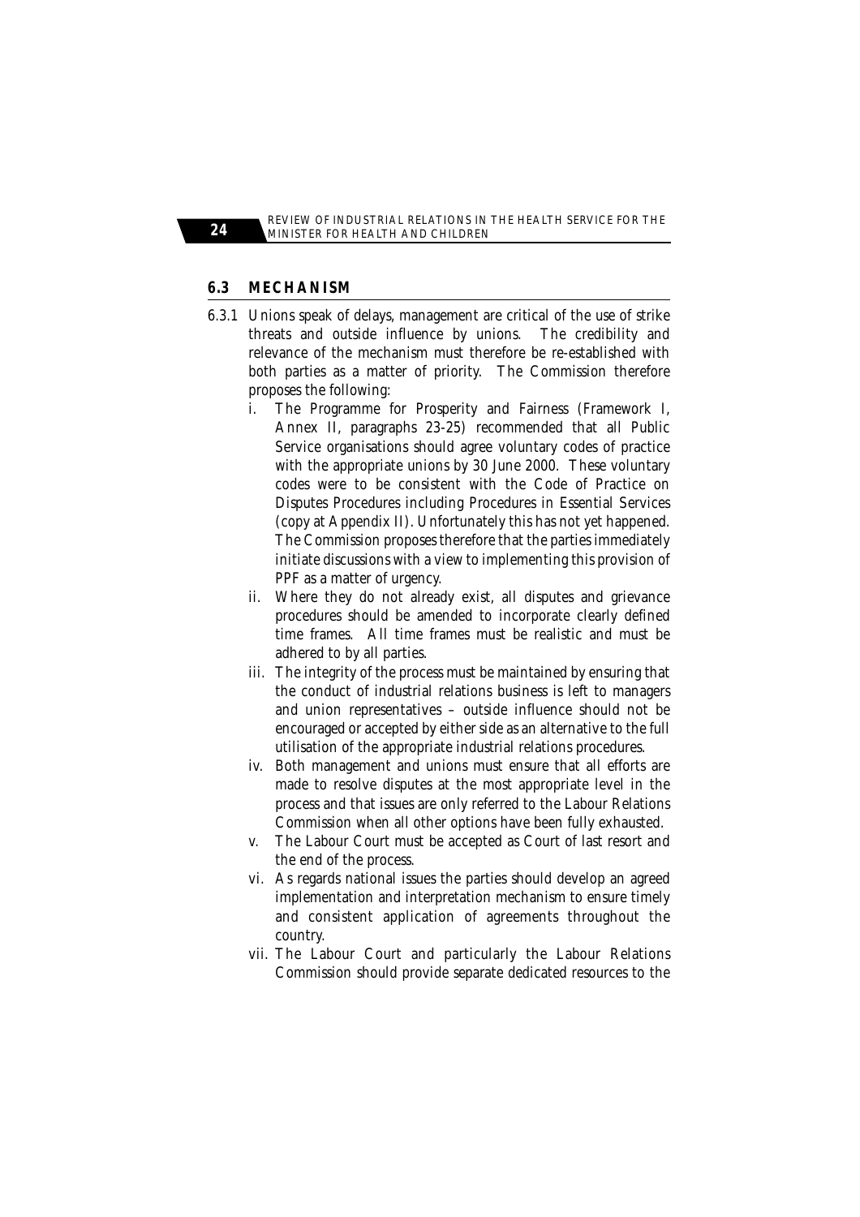## 6.3 MECHANISM

6.3.1 Unions speak of delays, management are critical of the use of strike threats and outside influence by unions. The credibility and relevance of the mechanism must therefore be re-established with both parties as a matter of priority. The Commission therefore proposes the following:

i. The Programme for Prosperity and Fairness (Framework I, Annex II, paragraphs 23-25) recommended that all Public Service organisations should agree voluntary codes of practice with the appropriate unions by 30 June 2000. These voluntary codes were to be consistent with the Code of Practice on Disputes Procedures including Procedures in Essential Services (copy at Appendix II). Unfortunately this has not yet happened. The Commission proposes therefore that the parties immediately initiate discussions with a view to implementing this provision of PPF as a matter of urgency.

ii. Where they do not already exist, all disputes and grievance procedures should be amended to incorporate clearly defined time frames. All time frames must be realistic and must be adhered to by all parties.

iii. The integrity of the process must be maintained by ensuring that the conduct of industrial relations business is left to managers and union representatives – outside influence should not be encouraged or accepted by either side as an alternative to the full utilisation of the appropriate industrial relations procedures.

iv. Both management and unions must ensure that all efforts are made to resolve disputes at the most appropriate level in the process and that issues are only referred to the Labour Relations Commission when all other options have been fully exhausted.

v. The Labour Court must be accepted as Court of last resort and the end of the process.

vi. As regards national issues the parties should develop an agreed implementation and interpretation mechanism to ensure timely and consistent application of agreements throughout the country.

vii. The Labour Court and particularly the Labour Relations Commission should provide separate dedicated resources to the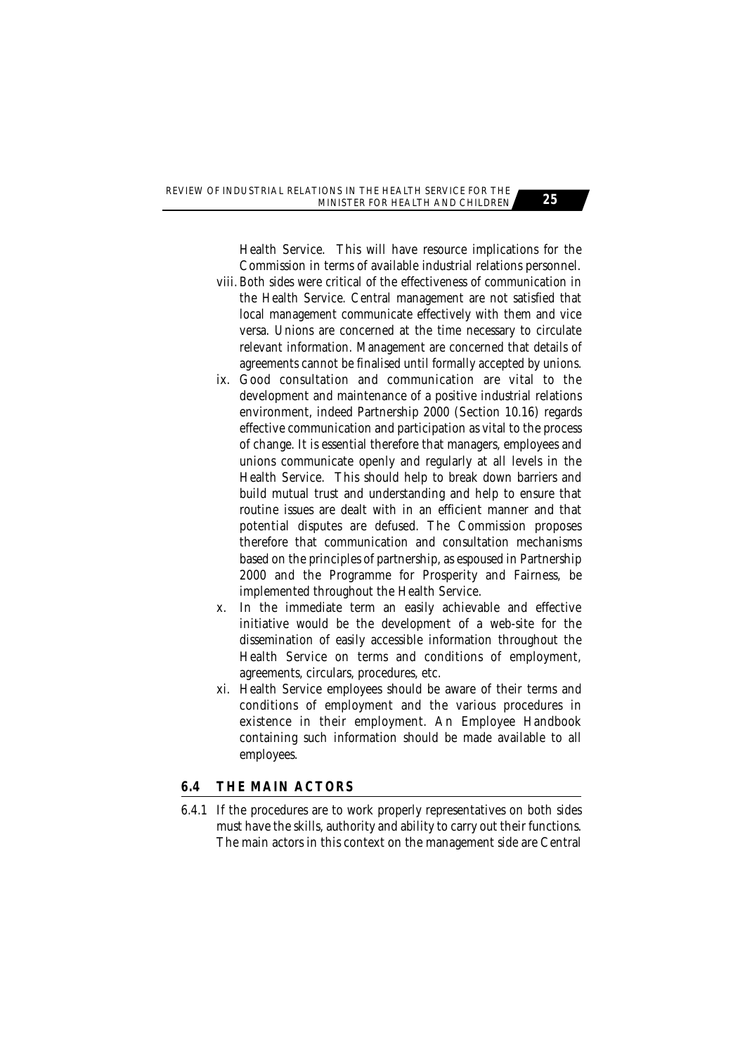Health Service. This will have resource implications for the Commission in terms of available industrial relations personnel.

viii. Both sides were critical of the effectiveness of communication in the Health Service. Central management are not satisfied that local management communicate effectively with them and vice versa. Unions are concerned at the time necessary to circulate relevant information. Management are concerned that details of agreements cannot be finalised until formally accepted by unions.

ix. Good consultation and communication are vital to the development and maintenance of a positive industrial relations environment, indeed Partnership 2000 (Section 10.16) regards effective communication and participation as vital to the process of change. It is essential therefore that managers, employees and unions communicate openly and regularly at all levels in the Health Service. This should help to break down barriers and build mutual trust and understanding and help to ensure that routine issues are dealt with in an efficient manner and that potential disputes are defused. The Commission proposes therefore that communication and consultation mechanisms based on the principles of partnership, as espoused in Partnership 2000 and the Programme for Prosperity and Fairness, be implemented throughout the Health Service.

x. In the immediate term an easily achievable and effective initiative would be the development of a web-site for the dissemination of easily accessible information throughout the Health Service on terms and conditions of employment, agreements, circulars, procedures, etc.

xi. Health Service employees should be aware of their terms and conditions of employment and the various procedures in existence in their employment. An Employee Handbook containing such information should be made available to all employees.

## 6.4 THE MAIN ACTORS

6.4.1 If the procedures are to work properly representatives on both sides must have the skills, authority and ability to carry out their functions. The main actors in this context on the management side are Central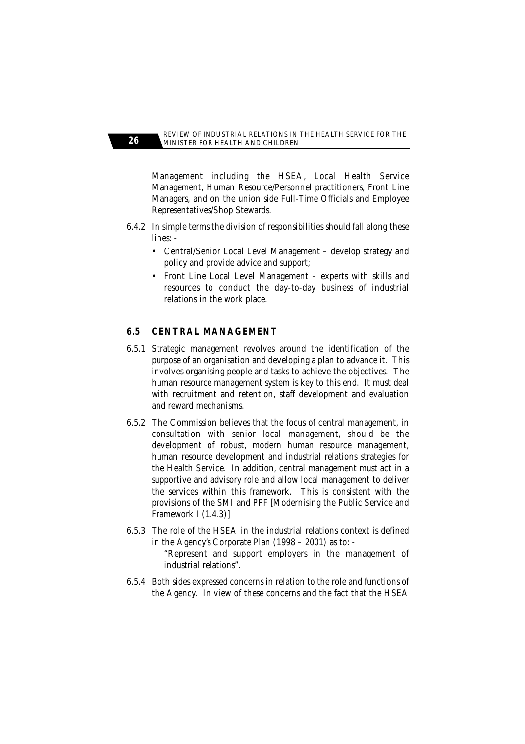Management including the HSEA, Local Health Service Management, Human Resource/Personnel practitioners, Front Line Managers, and on the union side Full-Time Officials and Employee Representatives/Shop Stewards.

6.4.2 In simple terms the division of responsibilities should fall along these lines: -

- Central/Senior Local Level Management – develop strategy and policy and provide advice and support;
- Front Line Local Level Management – experts with skills and resources to conduct the day-to-day business of industrial relations in the work place.

### 6.5 CENTRAL MANAGEMENT

6.5.1 Strategic management revolves around the identification of the purpose of an organisation and developing a plan to advance it. This involves organising people and tasks to achieve the objectives. The human resource management system is key to this end. It must deal with recruitment and retention, staff development and evaluation and reward mechanisms.

6.5.2 The Commission believes that the focus of central management, in consultation with senior local management, should be the development of robust, modern human resource management, human resource development and industrial relations strategies for the Health Service. In addition, central management must act in a supportive and advisory role and allow local management to deliver the services within this framework. This is consistent with the provisions of the SMI and PPF [Modernising the Public Service and Framework I (1.4.3)]

6.5.3 The role of the HSEA in the industrial relations context is defined in the Agency's Corporate Plan (1998 – 2001) as to: -

> "Represent and support employers in the management of industrial relations".

6.5.4 Both sides expressed concerns in relation to the role and functions of the Agency. In view of these concerns and the fact that the HSEA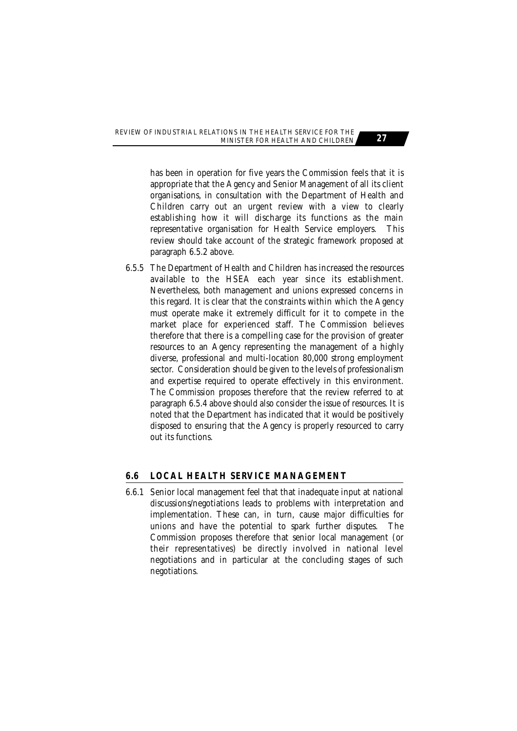has been in operation for five years the Commission feels that it is appropriate that the Agency and Senior Management of all its client organisations, in consultation with the Department of Health and Children carry out an urgent review with a view to clearly establishing how it will discharge its functions as the main representative organisation for Health Service employers. This review should take account of the strategic framework proposed at paragraph 6.5.2 above.

6.5.5 The Department of Health and Children has increased the resources available to the HSEA each year since its establishment. Nevertheless, both management and unions expressed concerns in this regard. It is clear that the constraints within which the Agency must operate make it extremely difficult for it to compete in the market place for experienced staff. The Commission believes therefore that there is a compelling case for the provision of greater resources to an Agency representing the management of a highly diverse, professional and multi-location 80,000 strong employment sector. Consideration should be given to the levels of professionalism and expertise required to operate effectively in this environment. The Commission proposes therefore that the review referred to at paragraph 6.5.4 above should also consider the issue of resources. It is noted that the Department has indicated that it would be positively disposed to ensuring that the Agency is properly resourced to carry out its functions.

## 6.6 LOCAL HEALTH SERVICE MANAGEMENT

6.6.1 Senior local management feel that that inadequate input at national discussions/negotiations leads to problems with interpretation and implementation. These can, in turn, cause major difficulties for unions and have the potential to spark further disputes. The Commission proposes therefore that senior local management (or their representatives) be directly involved in national level negotiations and in particular at the concluding stages of such negotiations.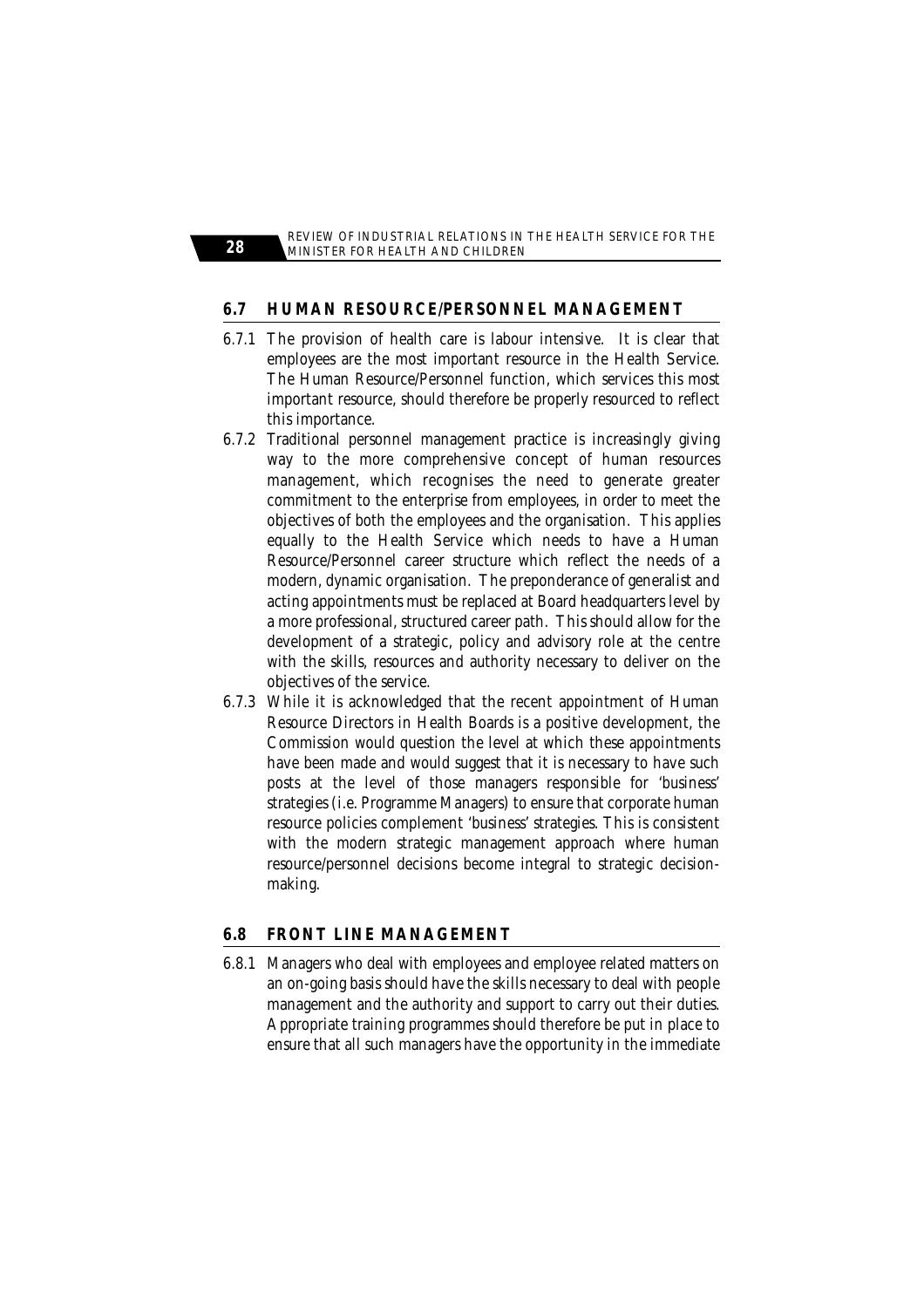## 6.7 HUMAN RESOURCE/PERSONNEL MANAGEMENT

6.7.1 The provision of health care is labour intensive. It is clear that employees are the most important resource in the Health Service. The Human Resource/Personnel function, which services this most important resource, should therefore be properly resourced to reflect this importance.

6.7.2 Traditional personnel management practice is increasingly giving way to the more comprehensive concept of human resources management, which recognises the need to generate greater commitment to the enterprise from employees, in order to meet the objectives of both the employees and the organisation. This applies equally to the Health Service which needs to have a Human Resource/Personnel career structure which reflect the needs of a modern, dynamic organisation. The preponderance of generalist and acting appointments must be replaced at Board headquarters level by a more professional, structured career path. This should allow for the development of a strategic, policy and advisory role at the centre with the skills, resources and authority necessary to deliver on the objectives of the service.

6.7.3 While it is acknowledged that the recent appointment of Human Resource Directors in Health Boards is a positive development, the Commission would question the level at which these appointments have been made and would suggest that it is necessary to have such posts at the level of those managers responsible for 'business' strategies (i.e. Programme Managers) to ensure that corporate human resource policies complement 'business' strategies. This is consistent with the modern strategic management approach where human resource/personnel decisions become integral to strategic decision-making.

## 6.8 FRONT LINE MANAGEMENT

6.8.1 Managers who deal with employees and employee related matters on an on-going basis should have the skills necessary to deal with people management and the authority and support to carry out their duties. Appropriate training programmes should therefore be put in place to ensure that all such managers have the opportunity in the immediate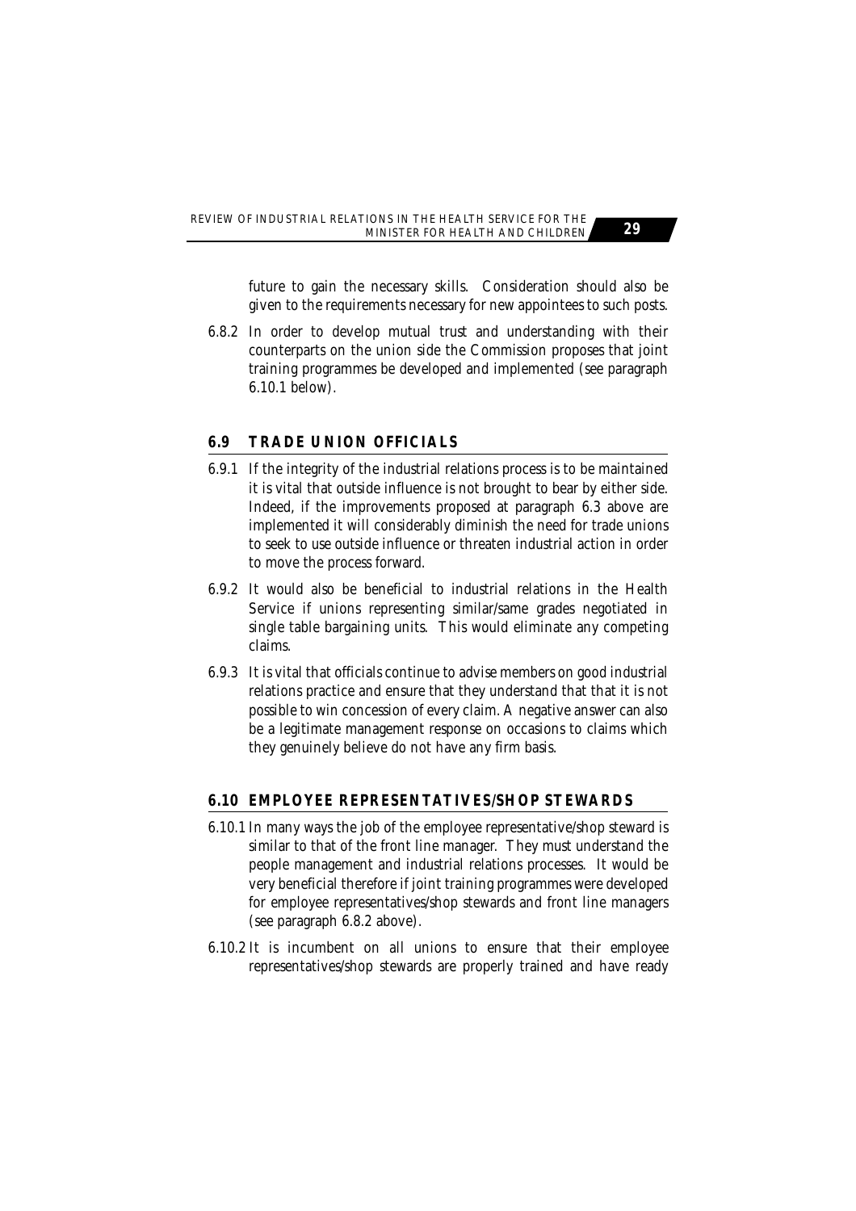future to gain the necessary skills. Consideration should also be given to the requirements necessary for new appointees to such posts.

6.8.2 In order to develop mutual trust and understanding with their counterparts on the union side the Commission proposes that joint training programmes be developed and implemented (see paragraph 6.10.1 below).

## 6.9 TRADE UNION OFFICIALS

6.9.1 If the integrity of the industrial relations process is to be maintained it is vital that outside influence is not brought to bear by either side. Indeed, if the improvements proposed at paragraph 6.3 above are implemented it will considerably diminish the need for trade unions to seek to use outside influence or threaten industrial action in order to move the process forward.

6.9.2 It would also be beneficial to industrial relations in the Health Service if unions representing similar/same grades negotiated in single table bargaining units. This would eliminate any competing claims.

6.9.3 It is vital that officials continue to advise members on good industrial relations practice and ensure that they understand that that it is not possible to win concession of every claim. A negative answer can also be a legitimate management response on occasions to claims which they genuinely believe do not have any firm basis.

## 6.10 EMPLOYEE REPRESENTATIVES/SHOP STEWARDS

6.10.1 In many ways the job of the employee representative/shop steward is similar to that of the front line manager. They must understand the people management and industrial relations processes. It would be very beneficial therefore if joint training programmes were developed for employee representatives/shop stewards and front line managers (see paragraph 6.8.2 above).

6.10.2 It is incumbent on all unions to ensure that their employee representatives/shop stewards are properly trained and have ready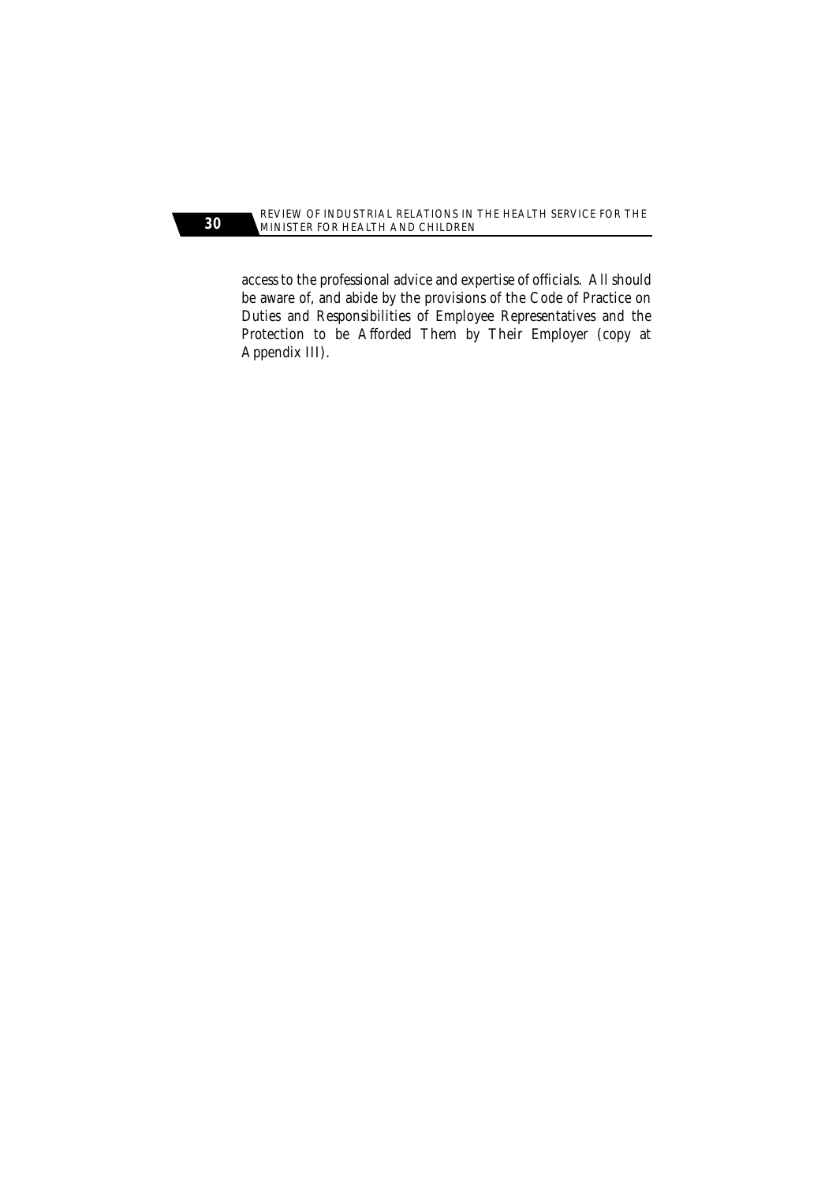access to the professional advice and expertise of officials. All should be aware of, and abide by the provisions of the Code of Practice on Duties and Responsibilities of Employee Representatives and the Protection to be Afforded Them by Their Employer (copy at Appendix III).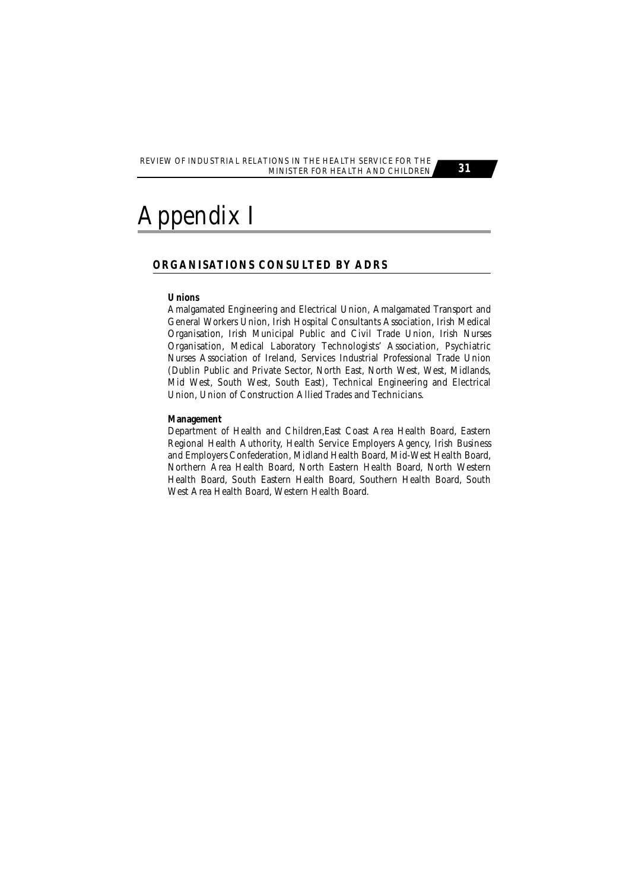# Appendix I

## ORGANISATIONS CONSULTED BY ADRS

**Unions**

Amalgamated Engineering and Electrical Union, Amalgamated Transport and General Workers Union, Irish Hospital Consultants Association, Irish Medical Organisation, Irish Municipal Public and Civil Trade Union, Irish Nurses Organisation, Medical Laboratory Technologists' Association, Psychiatric Nurses Association of Ireland, Services Industrial Professional Trade Union (Dublin Public and Private Sector, North East, North West, West, Midlands, Mid West, South West, South East), Technical Engineering and Electrical Union, Union of Construction Allied Trades and Technicians.

**Management**

Department of Health and Children,East Coast Area Health Board, Eastern Regional Health Authority, Health Service Employers Agency, Irish Business and Employers Confederation, Midland Health Board, Mid-West Health Board, Northern Area Health Board, North Eastern Health Board, North Western Health Board, South Eastern Health Board, Southern Health Board, South West Area Health Board, Western Health Board.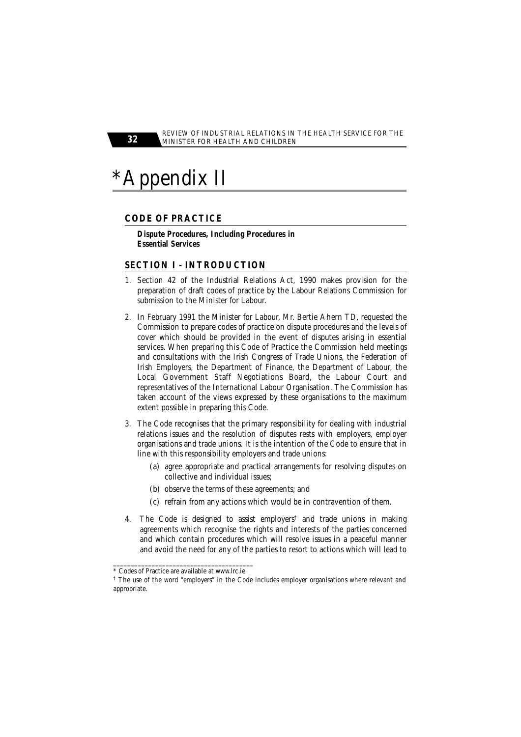# *Appendix II

## CODE OF PRACTICE

**Dispute Procedures, Including Procedures in Essential Services**

## SECTION I - INTRODUCTION

1. Section 42 of the Industrial Relations Act, 1990 makes provision for the preparation of draft codes of practice by the Labour Relations Commission for submission to the Minister for Labour.

2. In February 1991 the Minister for Labour, Mr. Bertie Ahern TD, requested the Commission to prepare codes of practice on dispute procedures and the levels of cover which should be provided in the event of disputes arising in essential services. When preparing this Code of Practice the Commission held meetings and consultations with the Irish Congress of Trade Unions, the Federation of Irish Employers, the Department of Finance, the Department of Labour, the Local Government Staff Negotiations Board, the Labour Court and representatives of the International Labour Organisation. The Commission has taken account of the views expressed by these organisations to the maximum extent possible in preparing this Code.

3. The Code recognises that the primary responsibility for dealing with industrial relations issues and the resolution of disputes rests with employers, employer organisations and trade unions. It is the intention of the Code to ensure that in line with this responsibility employers and trade unions:

   (a) agree appropriate and practical arrangements for resolving disputes on collective and individual issues;

   (b) observe the terms of these agreements; and

   (c) refrain from any actions which would be in contravention of them.

4. The Code is designed to assist employers† and trade unions in making agreements which recognise the rights and interests of the parties concerned and which contain procedures which will resolve issues in a peaceful manner and avoid the need for any of the parties to resort to actions which will lead to

---

\* Codes of Practice are available at www.lrc.ie

† The use of the word "employers" in the Code includes employer organisations where relevant and appropriate.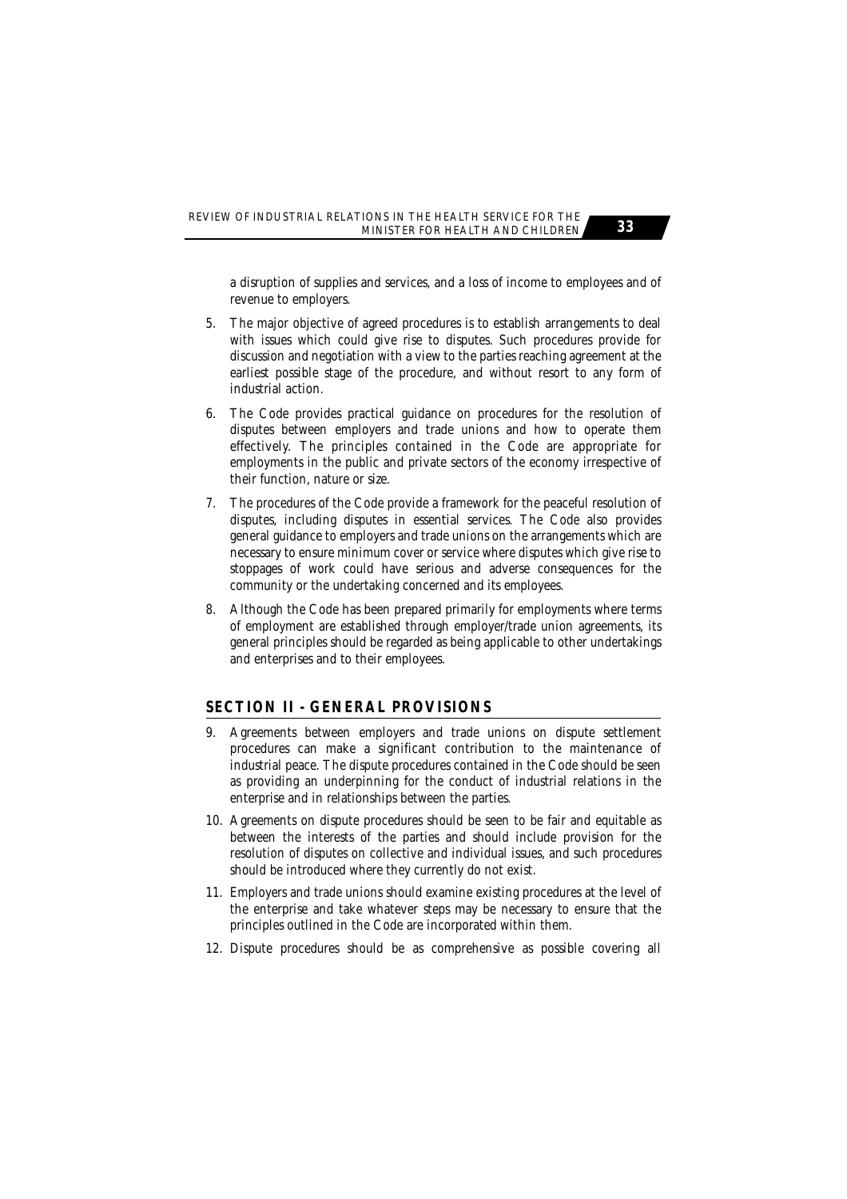a disruption of supplies and services, and a loss of income to employees and of revenue to employers.

5. The major objective of agreed procedures is to establish arrangements to deal with issues which could give rise to disputes. Such procedures provide for discussion and negotiation with a view to the parties reaching agreement at the earliest possible stage of the procedure, and without resort to any form of industrial action.

6. The Code provides practical guidance on procedures for the resolution of disputes between employers and trade unions and how to operate them effectively. The principles contained in the Code are appropriate for employments in the public and private sectors of the economy irrespective of their function, nature or size.

7. The procedures of the Code provide a framework for the peaceful resolution of disputes, including disputes in essential services. The Code also provides general guidance to employers and trade unions on the arrangements which are necessary to ensure minimum cover or service where disputes which give rise to stoppages of work could have serious and adverse consequences for the community or the undertaking concerned and its employees.

8. Although the Code has been prepared primarily for employments where terms of employment are established through employer/trade union agreements, its general principles should be regarded as being applicable to other undertakings and enterprises and to their employees.

## SECTION II - GENERAL PROVISIONS

9. Agreements between employers and trade unions on dispute settlement procedures can make a significant contribution to the maintenance of industrial peace. The dispute procedures contained in the Code should be seen as providing an underpinning for the conduct of industrial relations in the enterprise and in relationships between the parties.

10. Agreements on dispute procedures should be seen to be fair and equitable as between the interests of the parties and should include provision for the resolution of disputes on collective and individual issues, and such procedures should be introduced where they currently do not exist.

11. Employers and trade unions should examine existing procedures at the level of the enterprise and take whatever steps may be necessary to ensure that the principles outlined in the Code are incorporated within them.

12. Dispute procedures should be as comprehensive as possible covering all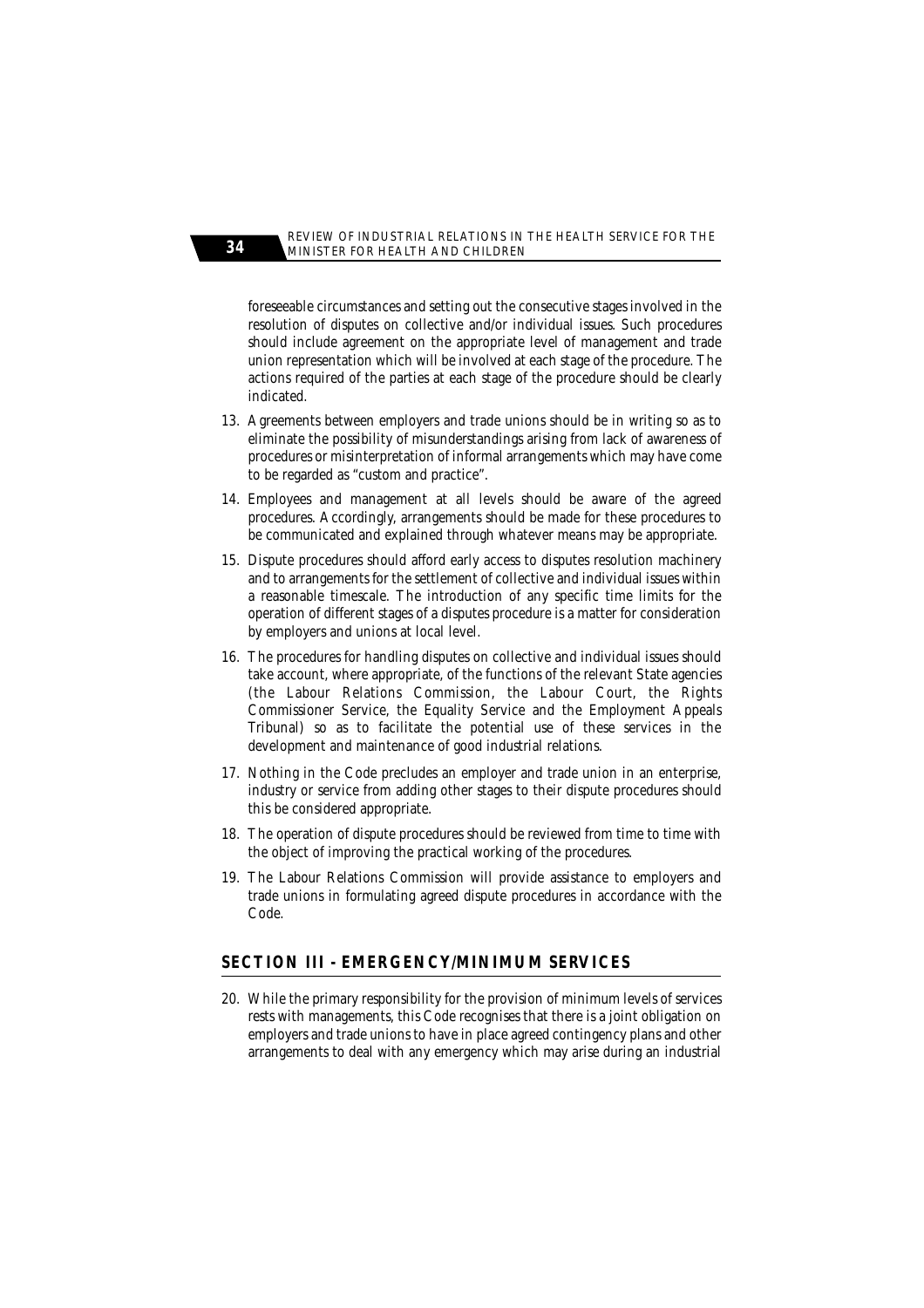foreseeable circumstances and setting out the consecutive stages involved in the resolution of disputes on collective and/or individual issues. Such procedures should include agreement on the appropriate level of management and trade union representation which will be involved at each stage of the procedure. The actions required of the parties at each stage of the procedure should be clearly indicated.

13. Agreements between employers and trade unions should be in writing so as to eliminate the possibility of misunderstandings arising from lack of awareness of procedures or misinterpretation of informal arrangements which may have come to be regarded as "custom and practice".

14. Employees and management at all levels should be aware of the agreed procedures. Accordingly, arrangements should be made for these procedures to be communicated and explained through whatever means may be appropriate.

15. Dispute procedures should afford early access to disputes resolution machinery and to arrangements for the settlement of collective and individual issues within a reasonable timescale. The introduction of any specific time limits for the operation of different stages of a disputes procedure is a matter for consideration by employers and unions at local level.

16. The procedures for handling disputes on collective and individual issues should take account, where appropriate, of the functions of the relevant State agencies (the Labour Relations Commission, the Labour Court, the Rights Commissioner Service, the Equality Service and the Employment Appeals Tribunal) so as to facilitate the potential use of these services in the development and maintenance of good industrial relations.

17. Nothing in the Code precludes an employer and trade union in an enterprise, industry or service from adding other stages to their dispute procedures should this be considered appropriate.

18. The operation of dispute procedures should be reviewed from time to time with the object of improving the practical working of the procedures.

19. The Labour Relations Commission will provide assistance to employers and trade unions in formulating agreed dispute procedures in accordance with the Code.

## SECTION III - EMERGENCY/MINIMUM SERVICES

20. While the primary responsibility for the provision of minimum levels of services rests with managements, this Code recognises that there is a joint obligation on employers and trade unions to have in place agreed contingency plans and other arrangements to deal with any emergency which may arise during an industrial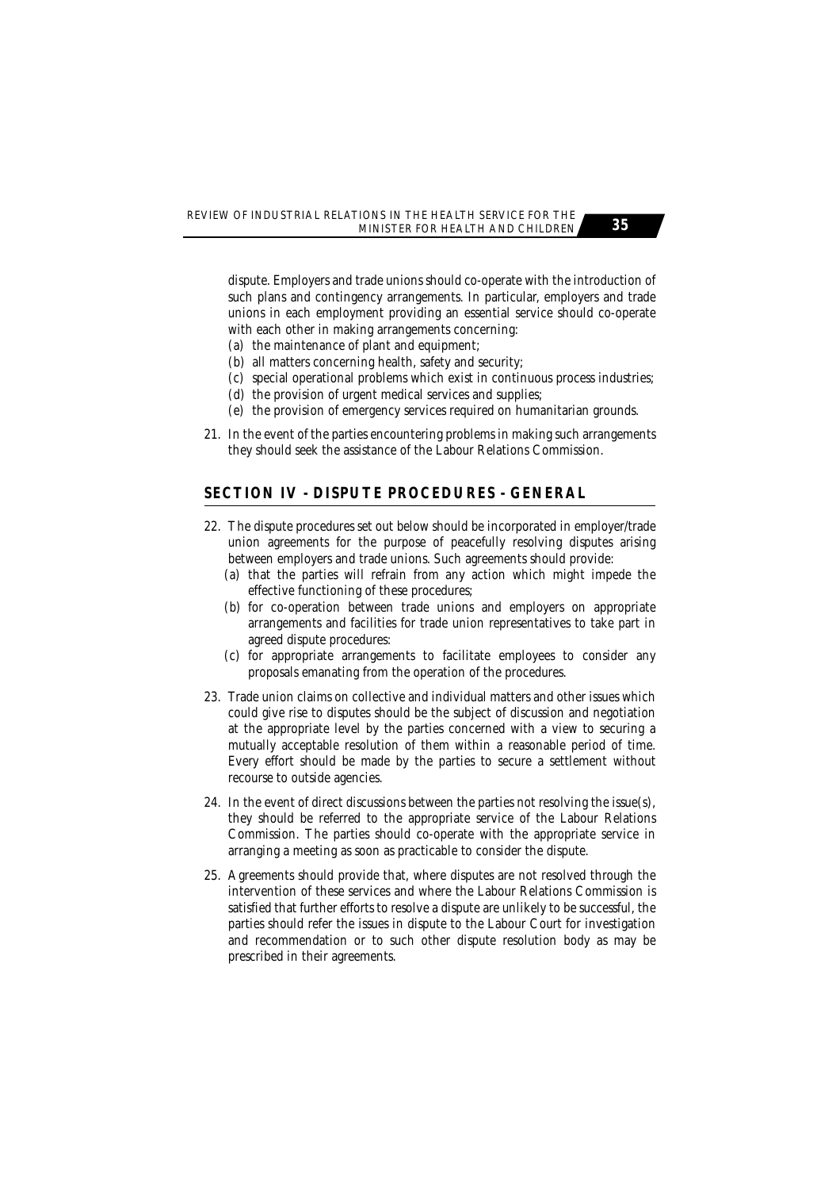dispute. Employers and trade unions should co-operate with the introduction of such plans and contingency arrangements. In particular, employers and trade unions in each employment providing an essential service should co-operate with each other in making arrangements concerning:

(a) the maintenance of plant and equipment;
(b) all matters concerning health, safety and security;
(c) special operational problems which exist in continuous process industries;
(d) the provision of urgent medical services and supplies;
(e) the provision of emergency services required on humanitarian grounds.

21. In the event of the parties encountering problems in making such arrangements they should seek the assistance of the Labour Relations Commission.

## SECTION IV - DISPUTE PROCEDURES - GENERAL

22. The dispute procedures set out below should be incorporated in employer/trade union agreements for the purpose of peacefully resolving disputes arising between employers and trade unions. Such agreements should provide:
    (a) that the parties will refrain from any action which might impede the effective functioning of these procedures;
    (b) for co-operation between trade unions and employers on appropriate arrangements and facilities for trade union representatives to take part in agreed dispute procedures:
    (c) for appropriate arrangements to facilitate employees to consider any proposals emanating from the operation of the procedures.

23. Trade union claims on collective and individual matters and other issues which could give rise to disputes should be the subject of discussion and negotiation at the appropriate level by the parties concerned with a view to securing a mutually acceptable resolution of them within a reasonable period of time. Every effort should be made by the parties to secure a settlement without recourse to outside agencies.

24. In the event of direct discussions between the parties not resolving the issue(s), they should be referred to the appropriate service of the Labour Relations Commission. The parties should co-operate with the appropriate service in arranging a meeting as soon as practicable to consider the dispute.

25. Agreements should provide that, where disputes are not resolved through the intervention of these services and where the Labour Relations Commission is satisfied that further efforts to resolve a dispute are unlikely to be successful, the parties should refer the issues in dispute to the Labour Court for investigation and recommendation or to such other dispute resolution body as may be prescribed in their agreements.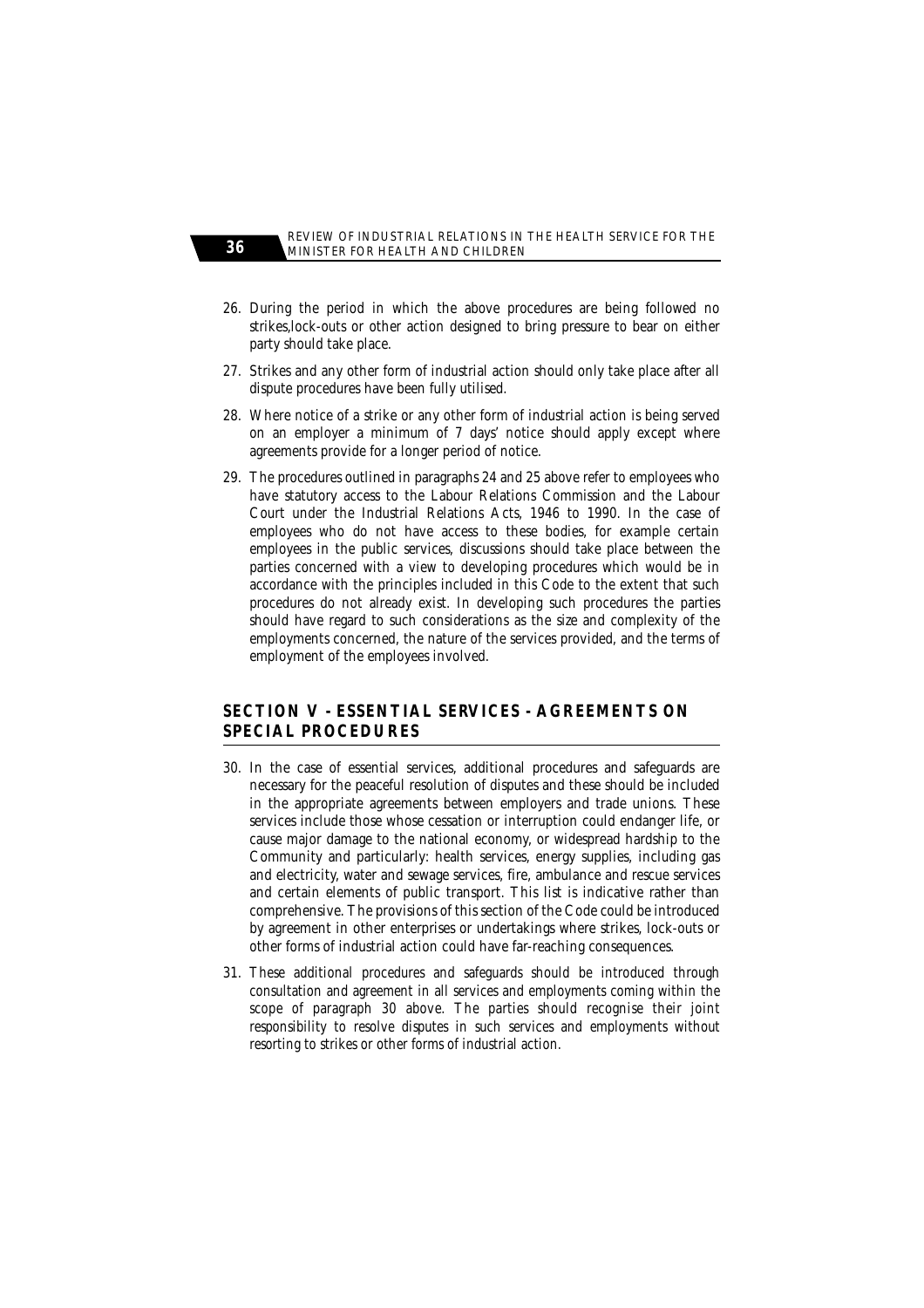26. During the period in which the above procedures are being followed no strikes,lock-outs or other action designed to bring pressure to bear on either party should take place.

27. Strikes and any other form of industrial action should only take place after all dispute procedures have been fully utilised.

28. Where notice of a strike or any other form of industrial action is being served on an employer a minimum of 7 days' notice should apply except where agreements provide for a longer period of notice.

29. The procedures outlined in paragraphs 24 and 25 above refer to employees who have statutory access to the Labour Relations Commission and the Labour Court under the Industrial Relations Acts, 1946 to 1990. In the case of employees who do not have access to these bodies, for example certain employees in the public services, discussions should take place between the parties concerned with a view to developing procedures which would be in accordance with the principles included in this Code to the extent that such procedures do not already exist. In developing such procedures the parties should have regard to such considerations as the size and complexity of the employments concerned, the nature of the services provided, and the terms of employment of the employees involved.

## SECTION V - ESSENTIAL SERVICES - AGREEMENTS ON SPECIAL PROCEDURES

30. In the case of essential services, additional procedures and safeguards are necessary for the peaceful resolution of disputes and these should be included in the appropriate agreements between employers and trade unions. These services include those whose cessation or interruption could endanger life, or cause major damage to the national economy, or widespread hardship to the Community and particularly: health services, energy supplies, including gas and electricity, water and sewage services, fire, ambulance and rescue services and certain elements of public transport. This list is indicative rather than comprehensive. The provisions of this section of the Code could be introduced by agreement in other enterprises or undertakings where strikes, lock-outs or other forms of industrial action could have far-reaching consequences.

31. These additional procedures and safeguards should be introduced through consultation and agreement in all services and employments coming within the scope of paragraph 30 above. The parties should recognise their joint responsibility to resolve disputes in such services and employments without resorting to strikes or other forms of industrial action.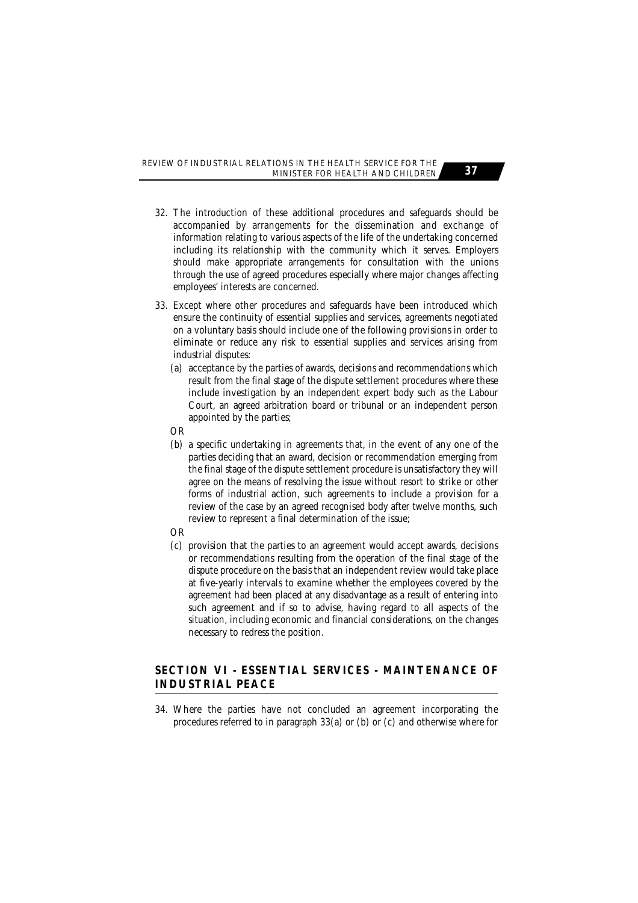32. The introduction of these additional procedures and safeguards should be accompanied by arrangements for the dissemination and exchange of information relating to various aspects of the life of the undertaking concerned including its relationship with the community which it serves. Employers should make appropriate arrangements for consultation with the unions through the use of agreed procedures especially where major changes affecting employees' interests are concerned.

33. Except where other procedures and safeguards have been introduced which ensure the continuity of essential supplies and services, agreements negotiated on a voluntary basis should include one of the following provisions in order to eliminate or reduce any risk to essential supplies and services arising from industrial disputes:

    (a) acceptance by the parties of awards, decisions and recommendations which result from the final stage of the dispute settlement procedures where these include investigation by an independent expert body such as the Labour Court, an agreed arbitration board or tribunal or an independent person appointed by the parties;

    OR

    (b) a specific undertaking in agreements that, in the event of any one of the parties deciding that an award, decision or recommendation emerging from the final stage of the dispute settlement procedure is unsatisfactory they will agree on the means of resolving the issue without resort to strike or other forms of industrial action, such agreements to include a provision for a review of the case by an agreed recognised body after twelve months, such review to represent a final determination of the issue;

    OR

    (c) provision that the parties to an agreement would accept awards, decisions or recommendations resulting from the operation of the final stage of the dispute procedure on the basis that an independent review would take place at five-yearly intervals to examine whether the employees covered by the agreement had been placed at any disadvantage as a result of entering into such agreement and if so to advise, having regard to all aspects of the situation, including economic and financial considerations, on the changes necessary to redress the position.

## SECTION VI - ESSENTIAL SERVICES - MAINTENANCE OF INDUSTRIAL PEACE

34. Where the parties have not concluded an agreement incorporating the procedures referred to in paragraph 33(a) or (b) or (c) and otherwise where for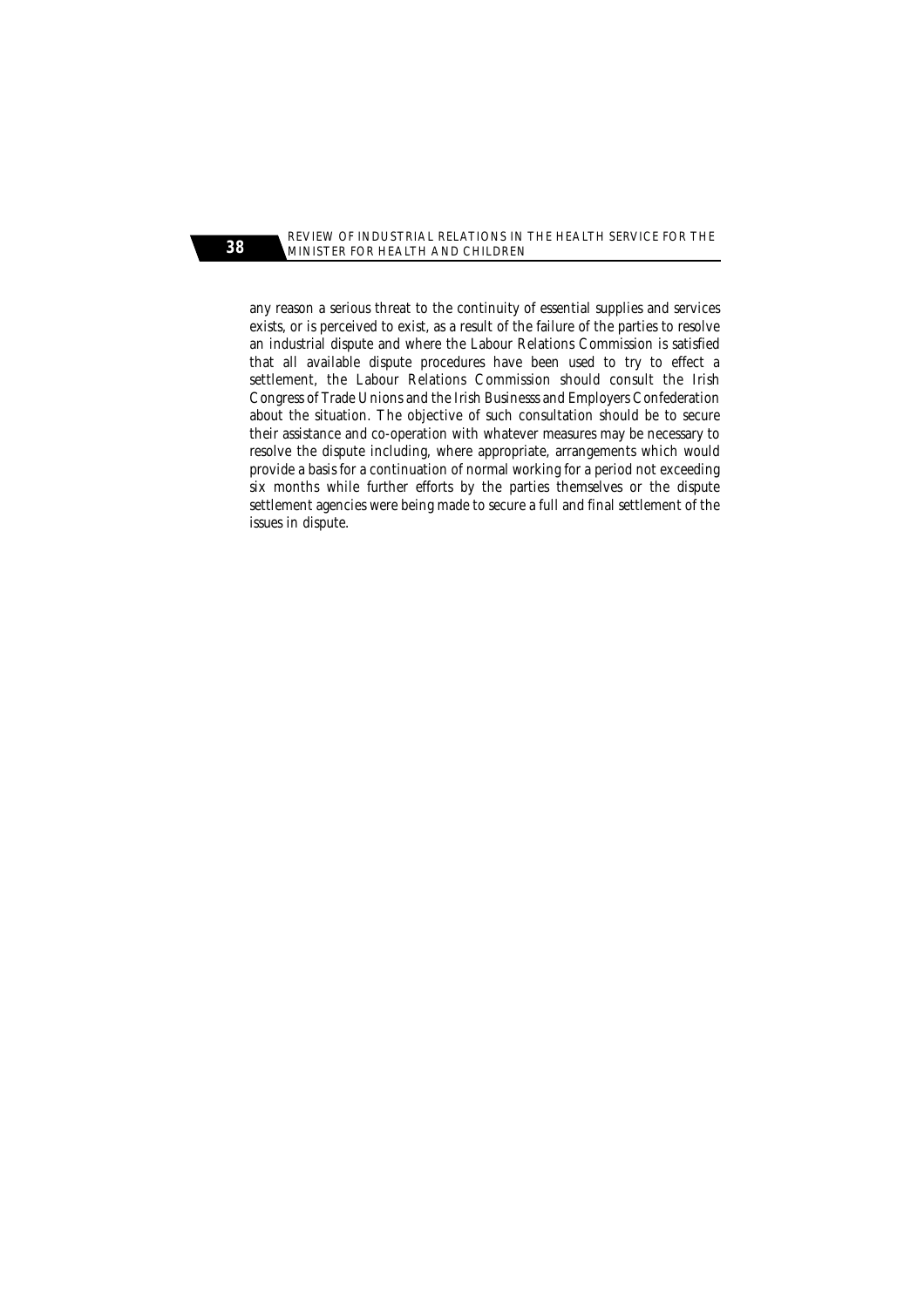any reason a serious threat to the continuity of essential supplies and services exists, or is perceived to exist, as a result of the failure of the parties to resolve an industrial dispute and where the Labour Relations Commission is satisfied that all available dispute procedures have been used to try to effect a settlement, the Labour Relations Commission should consult the Irish Congress of Trade Unions and the Irish Businesss and Employers Confederation about the situation. The objective of such consultation should be to secure their assistance and co-operation with whatever measures may be necessary to resolve the dispute including, where appropriate, arrangements which would provide a basis for a continuation of normal working for a period not exceeding six months while further efforts by the parties themselves or the dispute settlement agencies were being made to secure a full and final settlement of the issues in dispute.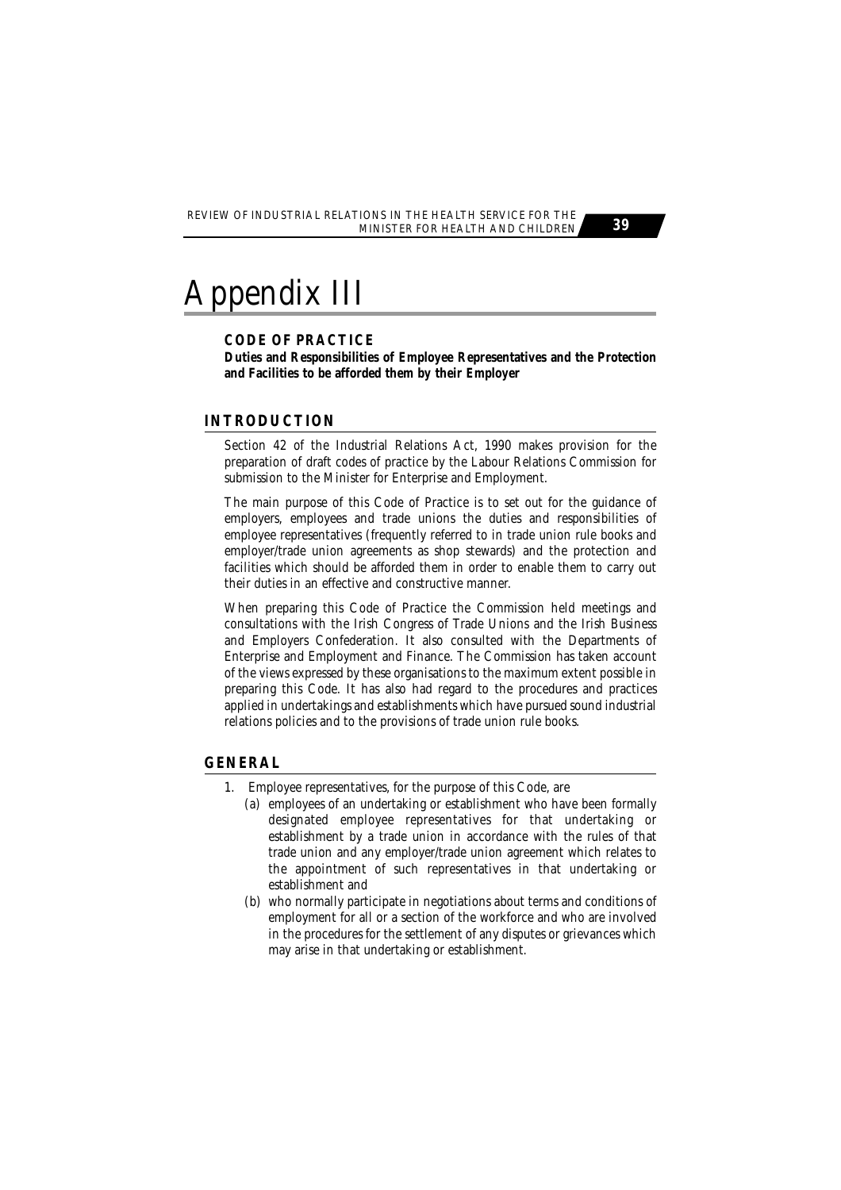# Appendix III

**CODE OF PRACTICE**

**Duties and Responsibilities of Employee Representatives and the Protection and Facilities to be afforded them by their Employer**

## INTRODUCTION

Section 42 of the Industrial Relations Act, 1990 makes provision for the preparation of draft codes of practice by the Labour Relations Commission for submission to the Minister for Enterprise and Employment.

The main purpose of this Code of Practice is to set out for the guidance of employers, employees and trade unions the duties and responsibilities of employee representatives (frequently referred to in trade union rule books and employer/trade union agreements as shop stewards) and the protection and facilities which should be afforded them in order to enable them to carry out their duties in an effective and constructive manner.

When preparing this Code of Practice the Commission held meetings and consultations with the Irish Congress of Trade Unions and the Irish Business and Employers Confederation. It also consulted with the Departments of Enterprise and Employment and Finance. The Commission has taken account of the views expressed by these organisations to the maximum extent possible in preparing this Code. It has also had regard to the procedures and practices applied in undertakings and establishments which have pursued sound industrial relations policies and to the provisions of trade union rule books.

## GENERAL

1. Employee representatives, for the purpose of this Code, are
   (a) employees of an undertaking or establishment who have been formally designated employee representatives for that undertaking or establishment by a trade union in accordance with the rules of that trade union and any employer/trade union agreement which relates to the appointment of such representatives in that undertaking or establishment and
   (b) who normally participate in negotiations about terms and conditions of employment for all or a section of the workforce and who are involved in the procedures for the settlement of any disputes or grievances which may arise in that undertaking or establishment.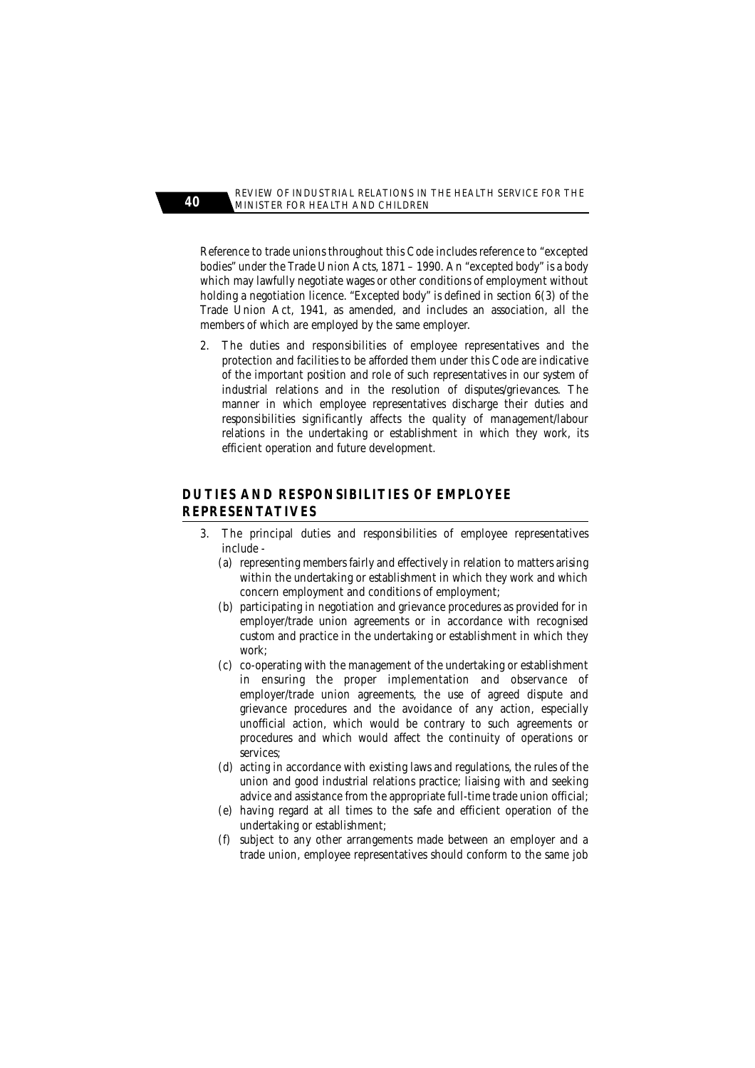Reference to trade unions throughout this Code includes reference to "excepted bodies" under the Trade Union Acts, 1871 – 1990. An "excepted body" is a body which may lawfully negotiate wages or other conditions of employment without holding a negotiation licence. "Excepted body" is defined in section 6(3) of the Trade Union Act, 1941, as amended, and includes an association, all the members of which are employed by the same employer.

2. The duties and responsibilities of employee representatives and the protection and facilities to be afforded them under this Code are indicative of the important position and role of such representatives in our system of industrial relations and in the resolution of disputes/grievances. The manner in which employee representatives discharge their duties and responsibilities significantly affects the quality of management/labour relations in the undertaking or establishment in which they work, its efficient operation and future development.

## DUTIES AND RESPONSIBILITIES OF EMPLOYEE REPRESENTATIVES

3. The principal duties and responsibilities of employee representatives include -
   - (a) representing members fairly and effectively in relation to matters arising within the undertaking or establishment in which they work and which concern employment and conditions of employment;
   - (b) participating in negotiation and grievance procedures as provided for in employer/trade union agreements or in accordance with recognised custom and practice in the undertaking or establishment in which they work;
   - (c) co-operating with the management of the undertaking or establishment in ensuring the proper implementation and observance of employer/trade union agreements, the use of agreed dispute and grievance procedures and the avoidance of any action, especially unofficial action, which would be contrary to such agreements or procedures and which would affect the continuity of operations or services;
   - (d) acting in accordance with existing laws and regulations, the rules of the union and good industrial relations practice; liaising with and seeking advice and assistance from the appropriate full-time trade union official;
   - (e) having regard at all times to the safe and efficient operation of the undertaking or establishment;
   - (f) subject to any other arrangements made between an employer and a trade union, employee representatives should conform to the same job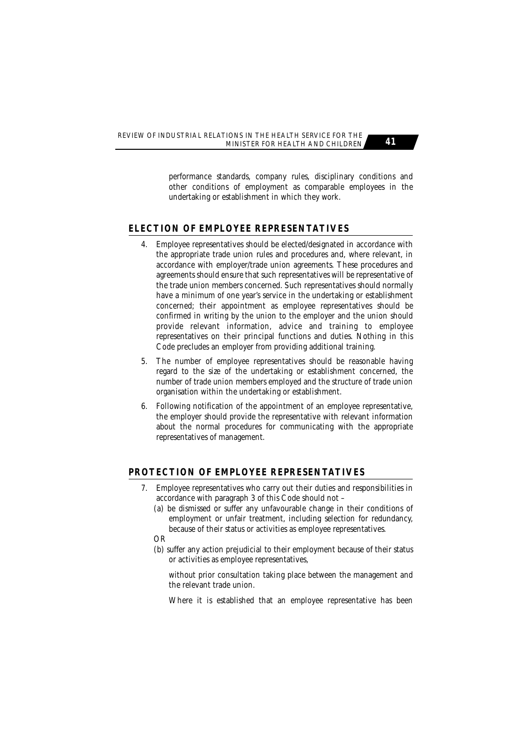performance standards, company rules, disciplinary conditions and other conditions of employment as comparable employees in the undertaking or establishment in which they work.

## ELECTION OF EMPLOYEE REPRESENTATIVES

4. Employee representatives should be elected/designated in accordance with the appropriate trade union rules and procedures and, where relevant, in accordance with employer/trade union agreements. These procedures and agreements should ensure that such representatives will be representative of the trade union members concerned. Such representatives should normally have a minimum of one year's service in the undertaking or establishment concerned; their appointment as employee representatives should be confirmed in writing by the union to the employer and the union should provide relevant information, advice and training to employee representatives on their principal functions and duties. Nothing in this Code precludes an employer from providing additional training.

5. The number of employee representatives should be reasonable having regard to the size of the undertaking or establishment concerned, the number of trade union members employed and the structure of trade union organisation within the undertaking or establishment.

6. Following notification of the appointment of an employee representative, the employer should provide the representative with relevant information about the normal procedures for communicating with the appropriate representatives of management.

## PROTECTION OF EMPLOYEE REPRESENTATIVES

7. Employee representatives who carry out their duties and responsibilities in accordance with paragraph 3 of this Code should not –

   (a) be dismissed or suffer any unfavourable change in their conditions of employment or unfair treatment, including selection for redundancy, because of their status or activities as employee representatives.

   OR

   (b) suffer any action prejudicial to their employment because of their status or activities as employee representatives,

   without prior consultation taking place between the management and the relevant trade union.

   Where it is established that an employee representative has been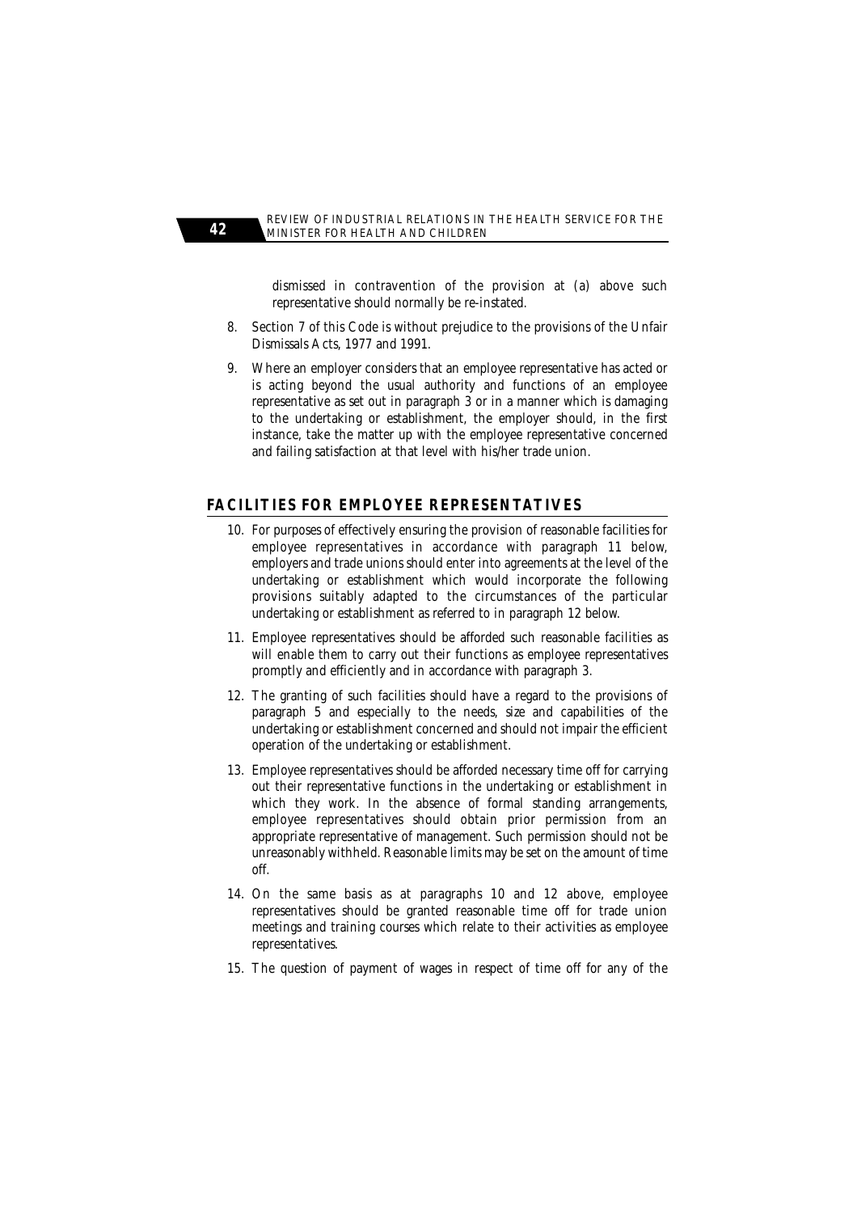dismissed in contravention of the provision at (a) above such representative should normally be re-instated.

8. Section 7 of this Code is without prejudice to the provisions of the Unfair Dismissals Acts, 1977 and 1991.

9. Where an employer considers that an employee representative has acted or is acting beyond the usual authority and functions of an employee representative as set out in paragraph 3 or in a manner which is damaging to the undertaking or establishment, the employer should, in the first instance, take the matter up with the employee representative concerned and failing satisfaction at that level with his/her trade union.

## FACILITIES FOR EMPLOYEE REPRESENTATIVES

10. For purposes of effectively ensuring the provision of reasonable facilities for employee representatives in accordance with paragraph 11 below, employers and trade unions should enter into agreements at the level of the undertaking or establishment which would incorporate the following provisions suitably adapted to the circumstances of the particular undertaking or establishment as referred to in paragraph 12 below.

11. Employee representatives should be afforded such reasonable facilities as will enable them to carry out their functions as employee representatives promptly and efficiently and in accordance with paragraph 3.

12. The granting of such facilities should have a regard to the provisions of paragraph 5 and especially to the needs, size and capabilities of the undertaking or establishment concerned and should not impair the efficient operation of the undertaking or establishment.

13. Employee representatives should be afforded necessary time off for carrying out their representative functions in the undertaking or establishment in which they work. In the absence of formal standing arrangements, employee representatives should obtain prior permission from an appropriate representative of management. Such permission should not be unreasonably withheld. Reasonable limits may be set on the amount of time off.

14. On the same basis as at paragraphs 10 and 12 above, employee representatives should be granted reasonable time off for trade union meetings and training courses which relate to their activities as employee representatives.

15. The question of payment of wages in respect of time off for any of the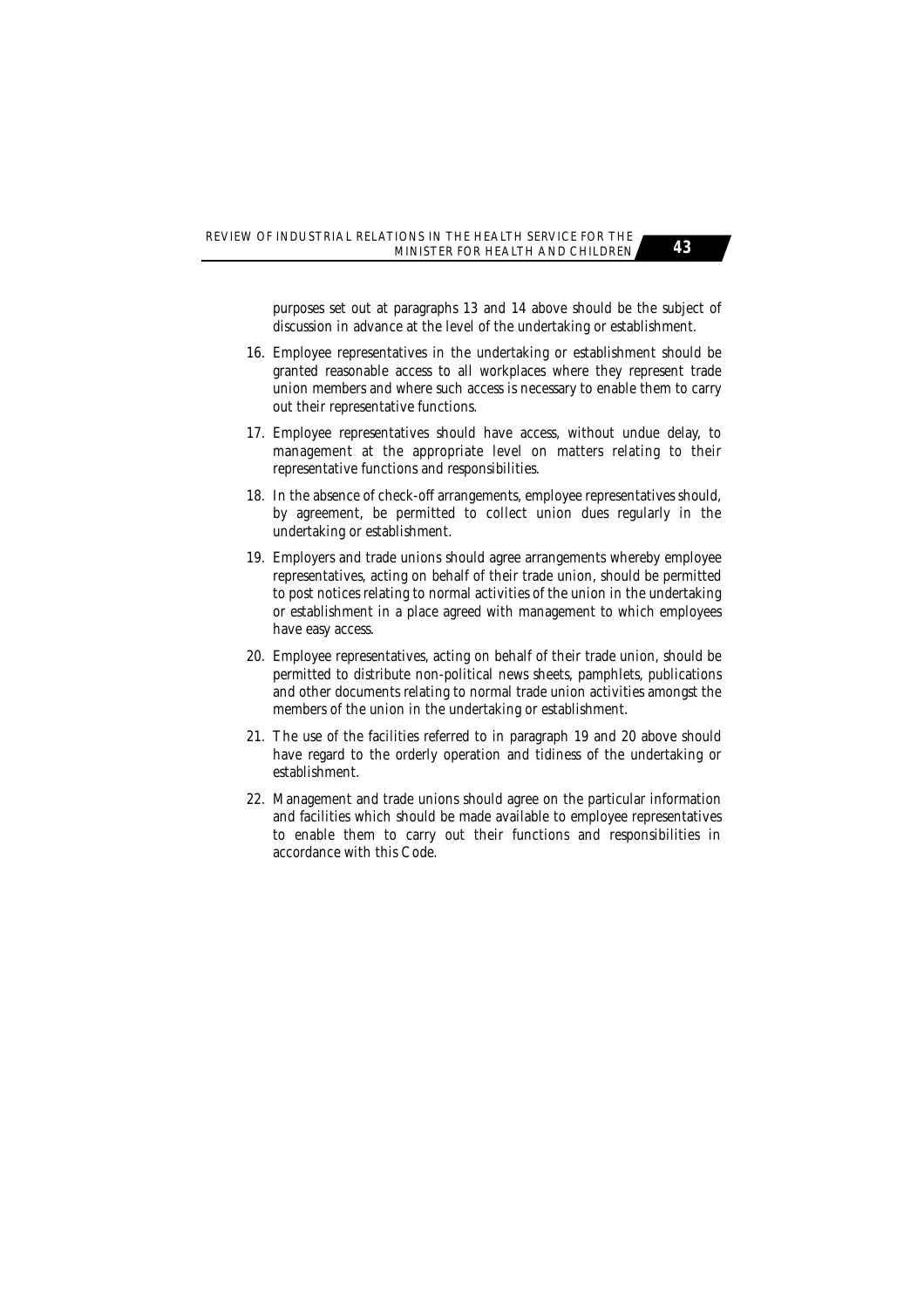purposes set out at paragraphs 13 and 14 above should be the subject of discussion in advance at the level of the undertaking or establishment.

16. Employee representatives in the undertaking or establishment should be granted reasonable access to all workplaces where they represent trade union members and where such access is necessary to enable them to carry out their representative functions.

17. Employee representatives should have access, without undue delay, to management at the appropriate level on matters relating to their representative functions and responsibilities.

18. In the absence of check-off arrangements, employee representatives should, by agreement, be permitted to collect union dues regularly in the undertaking or establishment.

19. Employers and trade unions should agree arrangements whereby employee representatives, acting on behalf of their trade union, should be permitted to post notices relating to normal activities of the union in the undertaking or establishment in a place agreed with management to which employees have easy access.

20. Employee representatives, acting on behalf of their trade union, should be permitted to distribute non-political news sheets, pamphlets, publications and other documents relating to normal trade union activities amongst the members of the union in the undertaking or establishment.

21. The use of the facilities referred to in paragraph 19 and 20 above should have regard to the orderly operation and tidiness of the undertaking or establishment.

22. Management and trade unions should agree on the particular information and facilities which should be made available to employee representatives to enable them to carry out their functions and responsibilities in accordance with this Code.